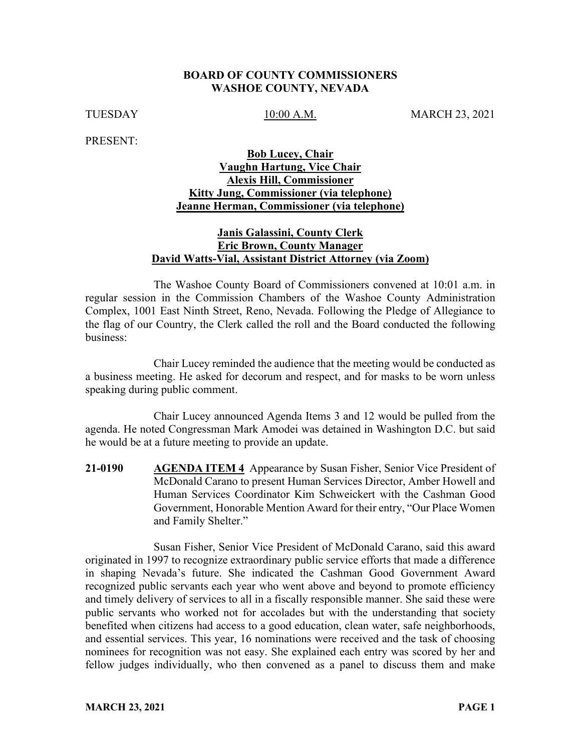**BOARD OF COUNTY COMMISSIONERS**
**WASHOE COUNTY, NEVADA**

TUESDAY 10:00 A.M. MARCH 23, 2021

PRESENT:

**Bob Lucey, Chair**
**Vaughn Hartung, Vice Chair**
**Alexis Hill, Commissioner**
**Kitty Jung, Commissioner (via telephone)**
**Jeanne Herman, Commissioner (via telephone)**

**Janis Galassini, County Clerk**
**Eric Brown, County Manager**
**David Watts-Vial, Assistant District Attorney (via Zoom)**

The Washoe County Board of Commissioners convened at 10:01 a.m. in regular session in the Commission Chambers of the Washoe County Administration Complex, 1001 East Ninth Street, Reno, Nevada. Following the Pledge of Allegiance to the flag of our Country, the Clerk called the roll and the Board conducted the following business:

Chair Lucey reminded the audience that the meeting would be conducted as a business meeting. He asked for decorum and respect, and for masks to be worn unless speaking during public comment.

Chair Lucey announced Agenda Items 3 and 12 would be pulled from the agenda. He noted Congressman Mark Amodei was detained in Washington D.C. but said he would be at a future meeting to provide an update.

**21-0190** **AGENDA ITEM 4** Appearance by Susan Fisher, Senior Vice President of McDonald Carano to present Human Services Director, Amber Howell and Human Services Coordinator Kim Schweickert with the Cashman Good Government, Honorable Mention Award for their entry, "Our Place Women and Family Shelter."

Susan Fisher, Senior Vice President of McDonald Carano, said this award originated in 1997 to recognize extraordinary public service efforts that made a difference in shaping Nevada's future. She indicated the Cashman Good Government Award recognized public servants each year who went above and beyond to promote efficiency and timely delivery of services to all in a fiscally responsible manner. She said these were public servants who worked not for accolades but with the understanding that society benefited when citizens had access to a good education, clean water, safe neighborhoods, and essential services. This year, 16 nominations were received and the task of choosing nominees for recognition was not easy. She explained each entry was scored by her and fellow judges individually, who then convened as a panel to discuss them and make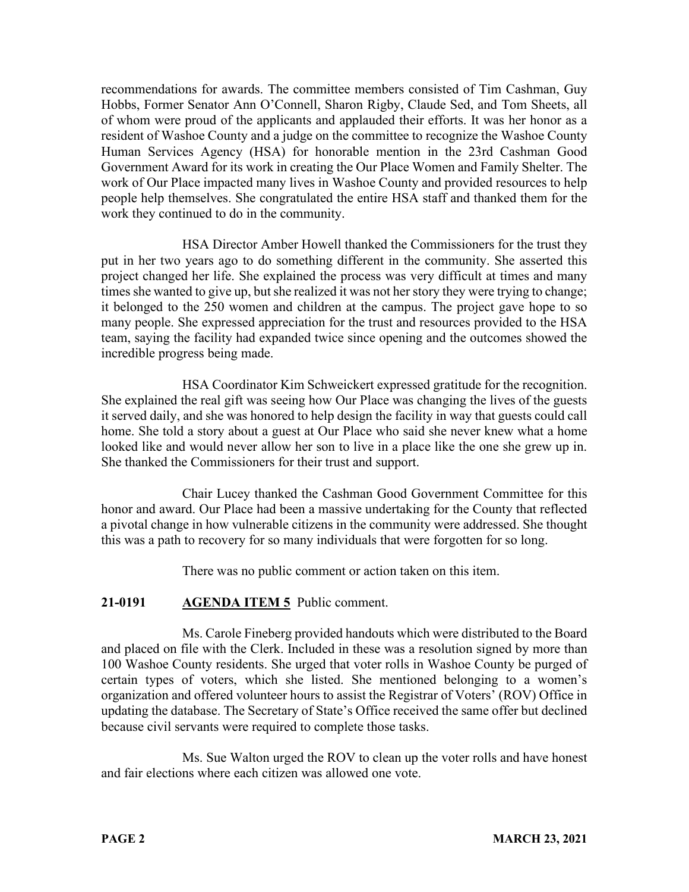recommendations for awards. The committee members consisted of Tim Cashman, Guy Hobbs, Former Senator Ann O'Connell, Sharon Rigby, Claude Sed, and Tom Sheets, all of whom were proud of the applicants and applauded their efforts. It was her honor as a resident of Washoe County and a judge on the committee to recognize the Washoe County Human Services Agency (HSA) for honorable mention in the 23rd Cashman Good Government Award for its work in creating the Our Place Women and Family Shelter. The work of Our Place impacted many lives in Washoe County and provided resources to help people help themselves. She congratulated the entire HSA staff and thanked them for the work they continued to do in the community.

HSA Director Amber Howell thanked the Commissioners for the trust they put in her two years ago to do something different in the community. She asserted this project changed her life. She explained the process was very difficult at times and many times she wanted to give up, but she realized it was not her story they were trying to change; it belonged to the 250 women and children at the campus. The project gave hope to so many people. She expressed appreciation for the trust and resources provided to the HSA team, saying the facility had expanded twice since opening and the outcomes showed the incredible progress being made.

HSA Coordinator Kim Schweickert expressed gratitude for the recognition. She explained the real gift was seeing how Our Place was changing the lives of the guests it served daily, and she was honored to help design the facility in way that guests could call home. She told a story about a guest at Our Place who said she never knew what a home looked like and would never allow her son to live in a place like the one she grew up in. She thanked the Commissioners for their trust and support.

Chair Lucey thanked the Cashman Good Government Committee for this honor and award. Our Place had been a massive undertaking for the County that reflected a pivotal change in how vulnerable citizens in the community were addressed. She thought this was a path to recovery for so many individuals that were forgotten for so long.

There was no public comment or action taken on this item.

**21-0191 AGENDA ITEM 5** Public comment.

Ms. Carole Fineberg provided handouts which were distributed to the Board and placed on file with the Clerk. Included in these was a resolution signed by more than 100 Washoe County residents. She urged that voter rolls in Washoe County be purged of certain types of voters, which she listed. She mentioned belonging to a women's organization and offered volunteer hours to assist the Registrar of Voters' (ROV) Office in updating the database. The Secretary of State's Office received the same offer but declined because civil servants were required to complete those tasks.

Ms. Sue Walton urged the ROV to clean up the voter rolls and have honest and fair elections where each citizen was allowed one vote.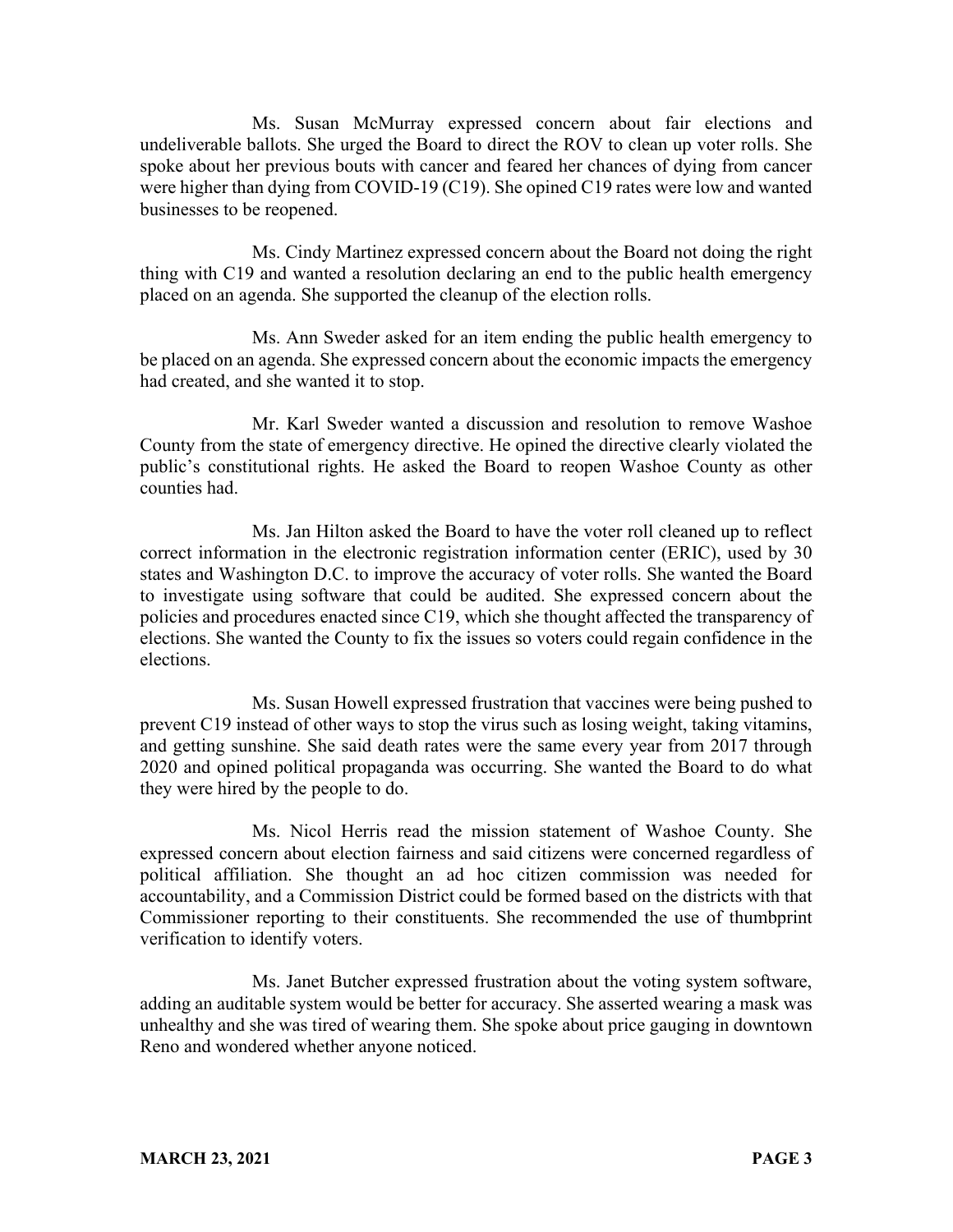Ms. Susan McMurray expressed concern about fair elections and undeliverable ballots. She urged the Board to direct the ROV to clean up voter rolls. She spoke about her previous bouts with cancer and feared her chances of dying from cancer were higher than dying from COVID-19 (C19). She opined C19 rates were low and wanted businesses to be reopened.

Ms. Cindy Martinez expressed concern about the Board not doing the right thing with C19 and wanted a resolution declaring an end to the public health emergency placed on an agenda. She supported the cleanup of the election rolls.

Ms. Ann Sweder asked for an item ending the public health emergency to be placed on an agenda. She expressed concern about the economic impacts the emergency had created, and she wanted it to stop.

Mr. Karl Sweder wanted a discussion and resolution to remove Washoe County from the state of emergency directive. He opined the directive clearly violated the public's constitutional rights. He asked the Board to reopen Washoe County as other counties had.

Ms. Jan Hilton asked the Board to have the voter roll cleaned up to reflect correct information in the electronic registration information center (ERIC), used by 30 states and Washington D.C. to improve the accuracy of voter rolls. She wanted the Board to investigate using software that could be audited. She expressed concern about the policies and procedures enacted since C19, which she thought affected the transparency of elections. She wanted the County to fix the issues so voters could regain confidence in the elections.

Ms. Susan Howell expressed frustration that vaccines were being pushed to prevent C19 instead of other ways to stop the virus such as losing weight, taking vitamins, and getting sunshine. She said death rates were the same every year from 2017 through 2020 and opined political propaganda was occurring. She wanted the Board to do what they were hired by the people to do.

Ms. Nicol Herris read the mission statement of Washoe County. She expressed concern about election fairness and said citizens were concerned regardless of political affiliation. She thought an ad hoc citizen commission was needed for accountability, and a Commission District could be formed based on the districts with that Commissioner reporting to their constituents. She recommended the use of thumbprint verification to identify voters.

Ms. Janet Butcher expressed frustration about the voting system software, adding an auditable system would be better for accuracy. She asserted wearing a mask was unhealthy and she was tired of wearing them. She spoke about price gauging in downtown Reno and wondered whether anyone noticed.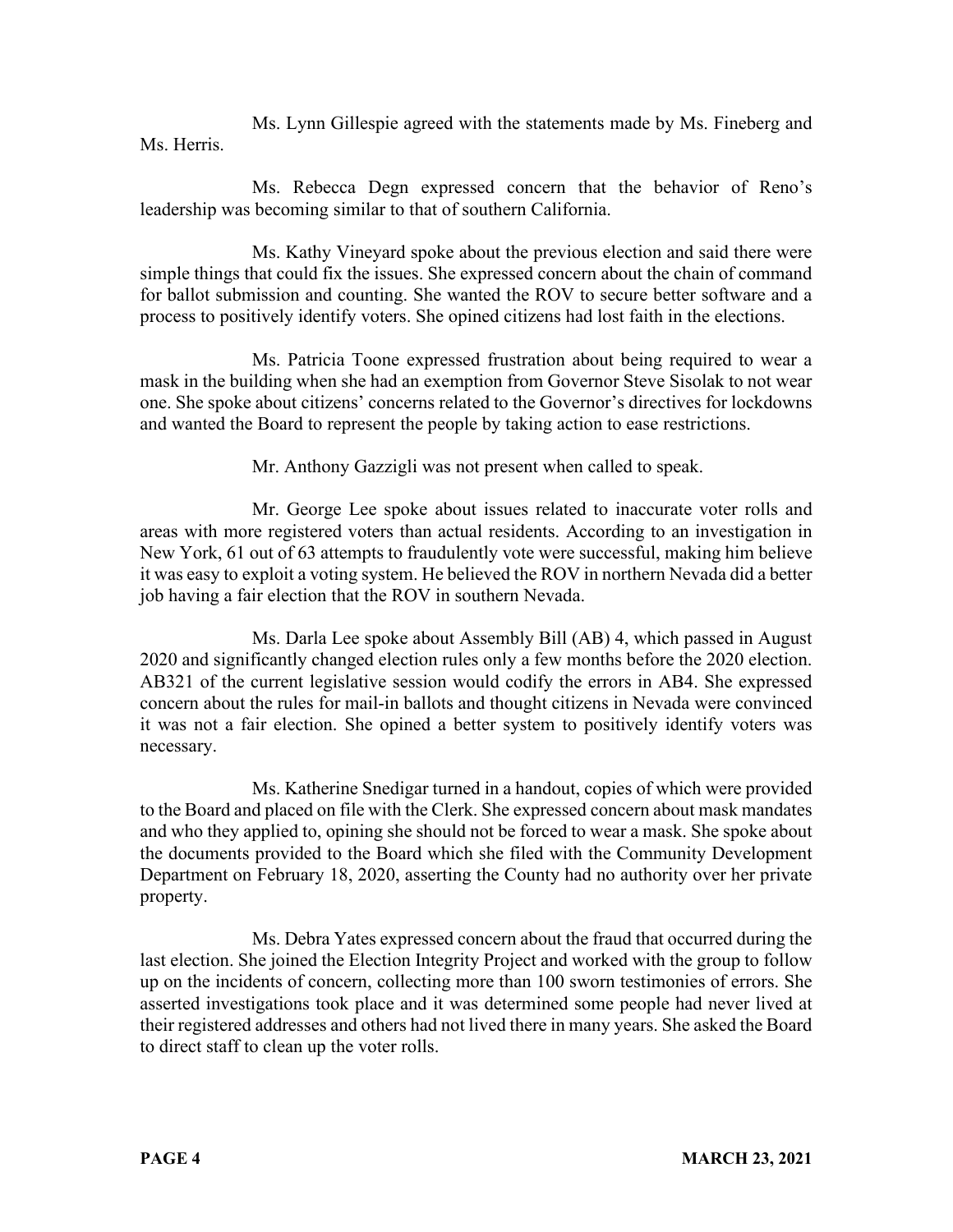Ms. Lynn Gillespie agreed with the statements made by Ms. Fineberg and Ms. Herris.

Ms. Rebecca Degn expressed concern that the behavior of Reno's leadership was becoming similar to that of southern California.

Ms. Kathy Vineyard spoke about the previous election and said there were simple things that could fix the issues. She expressed concern about the chain of command for ballot submission and counting. She wanted the ROV to secure better software and a process to positively identify voters. She opined citizens had lost faith in the elections.

Ms. Patricia Toone expressed frustration about being required to wear a mask in the building when she had an exemption from Governor Steve Sisolak to not wear one. She spoke about citizens' concerns related to the Governor's directives for lockdowns and wanted the Board to represent the people by taking action to ease restrictions.

Mr. Anthony Gazzigli was not present when called to speak.

Mr. George Lee spoke about issues related to inaccurate voter rolls and areas with more registered voters than actual residents. According to an investigation in New York, 61 out of 63 attempts to fraudulently vote were successful, making him believe it was easy to exploit a voting system. He believed the ROV in northern Nevada did a better job having a fair election that the ROV in southern Nevada.

Ms. Darla Lee spoke about Assembly Bill (AB) 4, which passed in August 2020 and significantly changed election rules only a few months before the 2020 election. AB321 of the current legislative session would codify the errors in AB4. She expressed concern about the rules for mail-in ballots and thought citizens in Nevada were convinced it was not a fair election. She opined a better system to positively identify voters was necessary.

Ms. Katherine Snedigar turned in a handout, copies of which were provided to the Board and placed on file with the Clerk. She expressed concern about mask mandates and who they applied to, opining she should not be forced to wear a mask. She spoke about the documents provided to the Board which she filed with the Community Development Department on February 18, 2020, asserting the County had no authority over her private property.

Ms. Debra Yates expressed concern about the fraud that occurred during the last election. She joined the Election Integrity Project and worked with the group to follow up on the incidents of concern, collecting more than 100 sworn testimonies of errors. She asserted investigations took place and it was determined some people had never lived at their registered addresses and others had not lived there in many years. She asked the Board to direct staff to clean up the voter rolls.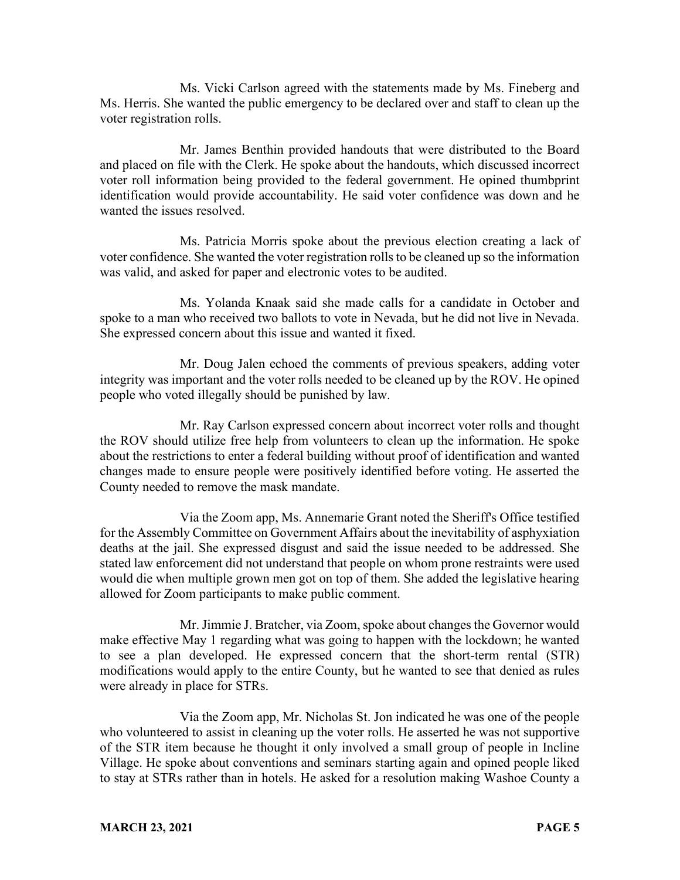Ms. Vicki Carlson agreed with the statements made by Ms. Fineberg and Ms. Herris. She wanted the public emergency to be declared over and staff to clean up the voter registration rolls.

Mr. James Benthin provided handouts that were distributed to the Board and placed on file with the Clerk. He spoke about the handouts, which discussed incorrect voter roll information being provided to the federal government. He opined thumbprint identification would provide accountability. He said voter confidence was down and he wanted the issues resolved.

Ms. Patricia Morris spoke about the previous election creating a lack of voter confidence. She wanted the voter registration rolls to be cleaned up so the information was valid, and asked for paper and electronic votes to be audited.

Ms. Yolanda Knaak said she made calls for a candidate in October and spoke to a man who received two ballots to vote in Nevada, but he did not live in Nevada. She expressed concern about this issue and wanted it fixed.

Mr. Doug Jalen echoed the comments of previous speakers, adding voter integrity was important and the voter rolls needed to be cleaned up by the ROV. He opined people who voted illegally should be punished by law.

Mr. Ray Carlson expressed concern about incorrect voter rolls and thought the ROV should utilize free help from volunteers to clean up the information. He spoke about the restrictions to enter a federal building without proof of identification and wanted changes made to ensure people were positively identified before voting. He asserted the County needed to remove the mask mandate.

Via the Zoom app, Ms. Annemarie Grant noted the Sheriff's Office testified for the Assembly Committee on Government Affairs about the inevitability of asphyxiation deaths at the jail. She expressed disgust and said the issue needed to be addressed. She stated law enforcement did not understand that people on whom prone restraints were used would die when multiple grown men got on top of them. She added the legislative hearing allowed for Zoom participants to make public comment.

Mr. Jimmie J. Bratcher, via Zoom, spoke about changes the Governor would make effective May 1 regarding what was going to happen with the lockdown; he wanted to see a plan developed. He expressed concern that the short-term rental (STR) modifications would apply to the entire County, but he wanted to see that denied as rules were already in place for STRs.

Via the Zoom app, Mr. Nicholas St. Jon indicated he was one of the people who volunteered to assist in cleaning up the voter rolls. He asserted he was not supportive of the STR item because he thought it only involved a small group of people in Incline Village. He spoke about conventions and seminars starting again and opined people liked to stay at STRs rather than in hotels. He asked for a resolution making Washoe County a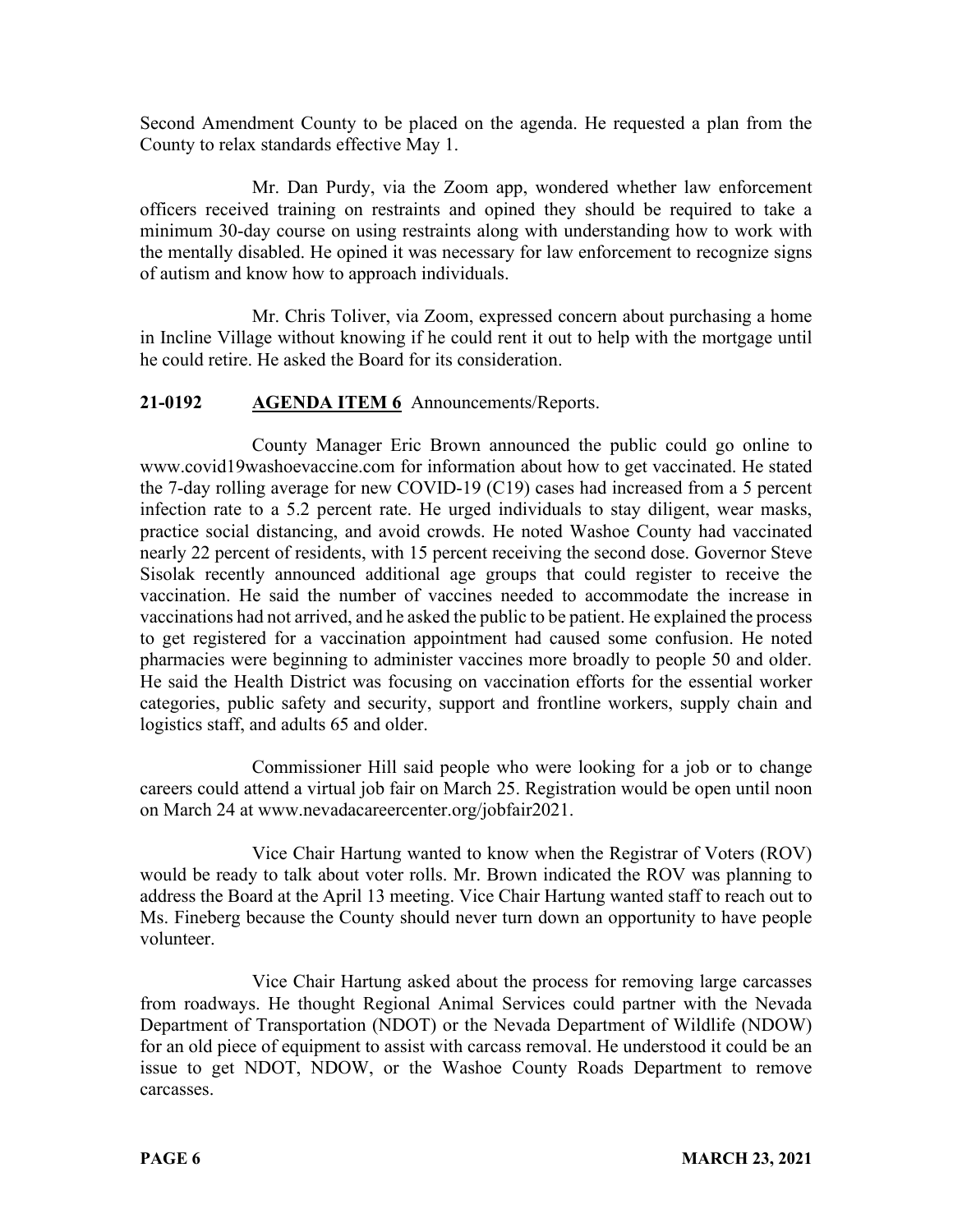Second Amendment County to be placed on the agenda. He requested a plan from the County to relax standards effective May 1.

Mr. Dan Purdy, via the Zoom app, wondered whether law enforcement officers received training on restraints and opined they should be required to take a minimum 30-day course on using restraints along with understanding how to work with the mentally disabled. He opined it was necessary for law enforcement to recognize signs of autism and know how to approach individuals.

Mr. Chris Toliver, via Zoom, expressed concern about purchasing a home in Incline Village without knowing if he could rent it out to help with the mortgage until he could retire. He asked the Board for its consideration.

**21-0192 AGENDA ITEM 6** Announcements/Reports.

County Manager Eric Brown announced the public could go online to www.covid19washoevaccine.com for information about how to get vaccinated. He stated the 7-day rolling average for new COVID-19 (C19) cases had increased from a 5 percent infection rate to a 5.2 percent rate. He urged individuals to stay diligent, wear masks, practice social distancing, and avoid crowds. He noted Washoe County had vaccinated nearly 22 percent of residents, with 15 percent receiving the second dose. Governor Steve Sisolak recently announced additional age groups that could register to receive the vaccination. He said the number of vaccines needed to accommodate the increase in vaccinations had not arrived, and he asked the public to be patient. He explained the process to get registered for a vaccination appointment had caused some confusion. He noted pharmacies were beginning to administer vaccines more broadly to people 50 and older. He said the Health District was focusing on vaccination efforts for the essential worker categories, public safety and security, support and frontline workers, supply chain and logistics staff, and adults 65 and older.

Commissioner Hill said people who were looking for a job or to change careers could attend a virtual job fair on March 25. Registration would be open until noon on March 24 at www.nevadacareercenter.org/jobfair2021.

Vice Chair Hartung wanted to know when the Registrar of Voters (ROV) would be ready to talk about voter rolls. Mr. Brown indicated the ROV was planning to address the Board at the April 13 meeting. Vice Chair Hartung wanted staff to reach out to Ms. Fineberg because the County should never turn down an opportunity to have people volunteer.

Vice Chair Hartung asked about the process for removing large carcasses from roadways. He thought Regional Animal Services could partner with the Nevada Department of Transportation (NDOT) or the Nevada Department of Wildlife (NDOW) for an old piece of equipment to assist with carcass removal. He understood it could be an issue to get NDOT, NDOW, or the Washoe County Roads Department to remove carcasses.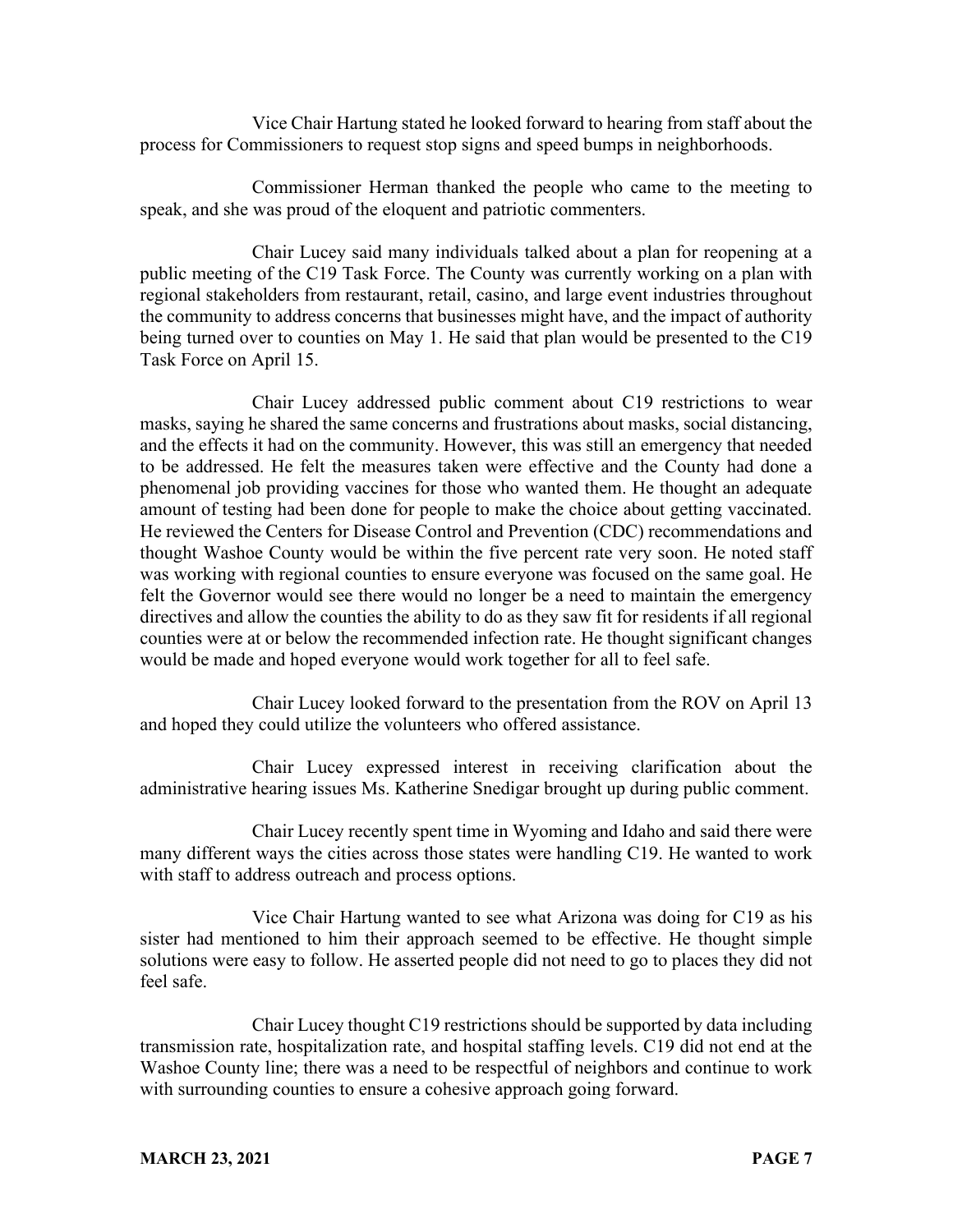Vice Chair Hartung stated he looked forward to hearing from staff about the process for Commissioners to request stop signs and speed bumps in neighborhoods.

Commissioner Herman thanked the people who came to the meeting to speak, and she was proud of the eloquent and patriotic commenters.

Chair Lucey said many individuals talked about a plan for reopening at a public meeting of the C19 Task Force. The County was currently working on a plan with regional stakeholders from restaurant, retail, casino, and large event industries throughout the community to address concerns that businesses might have, and the impact of authority being turned over to counties on May 1. He said that plan would be presented to the C19 Task Force on April 15.

Chair Lucey addressed public comment about C19 restrictions to wear masks, saying he shared the same concerns and frustrations about masks, social distancing, and the effects it had on the community. However, this was still an emergency that needed to be addressed. He felt the measures taken were effective and the County had done a phenomenal job providing vaccines for those who wanted them. He thought an adequate amount of testing had been done for people to make the choice about getting vaccinated. He reviewed the Centers for Disease Control and Prevention (CDC) recommendations and thought Washoe County would be within the five percent rate very soon. He noted staff was working with regional counties to ensure everyone was focused on the same goal. He felt the Governor would see there would no longer be a need to maintain the emergency directives and allow the counties the ability to do as they saw fit for residents if all regional counties were at or below the recommended infection rate. He thought significant changes would be made and hoped everyone would work together for all to feel safe.

Chair Lucey looked forward to the presentation from the ROV on April 13 and hoped they could utilize the volunteers who offered assistance.

Chair Lucey expressed interest in receiving clarification about the administrative hearing issues Ms. Katherine Snedigar brought up during public comment.

Chair Lucey recently spent time in Wyoming and Idaho and said there were many different ways the cities across those states were handling C19. He wanted to work with staff to address outreach and process options.

Vice Chair Hartung wanted to see what Arizona was doing for C19 as his sister had mentioned to him their approach seemed to be effective. He thought simple solutions were easy to follow. He asserted people did not need to go to places they did not feel safe.

Chair Lucey thought C19 restrictions should be supported by data including transmission rate, hospitalization rate, and hospital staffing levels. C19 did not end at the Washoe County line; there was a need to be respectful of neighbors and continue to work with surrounding counties to ensure a cohesive approach going forward.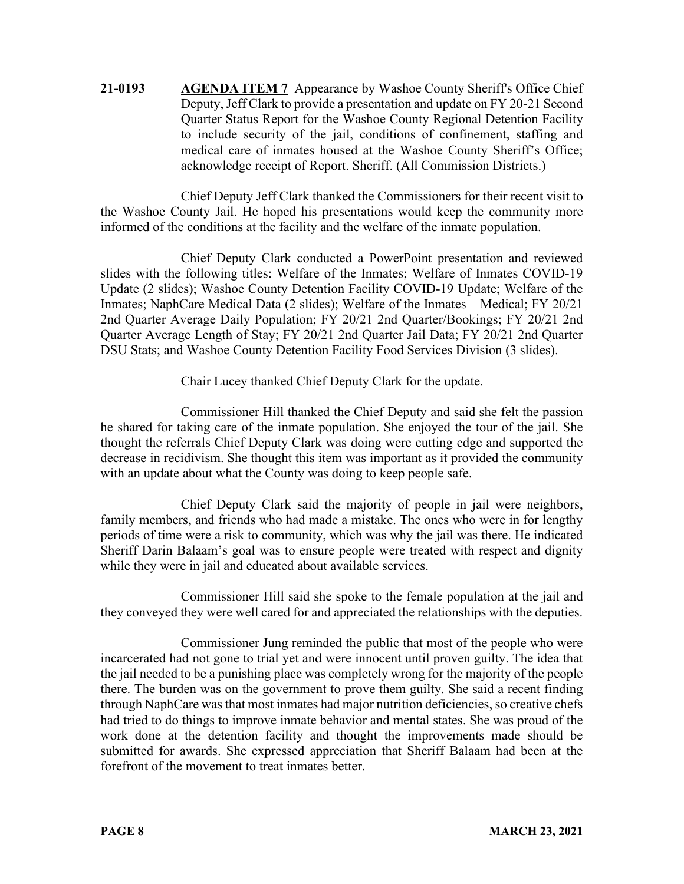**21-0193** **AGENDA ITEM 7** Appearance by Washoe County Sheriff's Office Chief Deputy, Jeff Clark to provide a presentation and update on FY 20-21 Second Quarter Status Report for the Washoe County Regional Detention Facility to include security of the jail, conditions of confinement, staffing and medical care of inmates housed at the Washoe County Sheriff's Office; acknowledge receipt of Report. Sheriff. (All Commission Districts.)

Chief Deputy Jeff Clark thanked the Commissioners for their recent visit to the Washoe County Jail. He hoped his presentations would keep the community more informed of the conditions at the facility and the welfare of the inmate population.

Chief Deputy Clark conducted a PowerPoint presentation and reviewed slides with the following titles: Welfare of the Inmates; Welfare of Inmates COVID-19 Update (2 slides); Washoe County Detention Facility COVID-19 Update; Welfare of the Inmates; NaphCare Medical Data (2 slides); Welfare of the Inmates – Medical; FY 20/21 2nd Quarter Average Daily Population; FY 20/21 2nd Quarter/Bookings; FY 20/21 2nd Quarter Average Length of Stay; FY 20/21 2nd Quarter Jail Data; FY 20/21 2nd Quarter DSU Stats; and Washoe County Detention Facility Food Services Division (3 slides).

Chair Lucey thanked Chief Deputy Clark for the update.

Commissioner Hill thanked the Chief Deputy and said she felt the passion he shared for taking care of the inmate population. She enjoyed the tour of the jail. She thought the referrals Chief Deputy Clark was doing were cutting edge and supported the decrease in recidivism. She thought this item was important as it provided the community with an update about what the County was doing to keep people safe.

Chief Deputy Clark said the majority of people in jail were neighbors, family members, and friends who had made a mistake. The ones who were in for lengthy periods of time were a risk to community, which was why the jail was there. He indicated Sheriff Darin Balaam's goal was to ensure people were treated with respect and dignity while they were in jail and educated about available services.

Commissioner Hill said she spoke to the female population at the jail and they conveyed they were well cared for and appreciated the relationships with the deputies.

Commissioner Jung reminded the public that most of the people who were incarcerated had not gone to trial yet and were innocent until proven guilty. The idea that the jail needed to be a punishing place was completely wrong for the majority of the people there. The burden was on the government to prove them guilty. She said a recent finding through NaphCare was that most inmates had major nutrition deficiencies, so creative chefs had tried to do things to improve inmate behavior and mental states. She was proud of the work done at the detention facility and thought the improvements made should be submitted for awards. She expressed appreciation that Sheriff Balaam had been at the forefront of the movement to treat inmates better.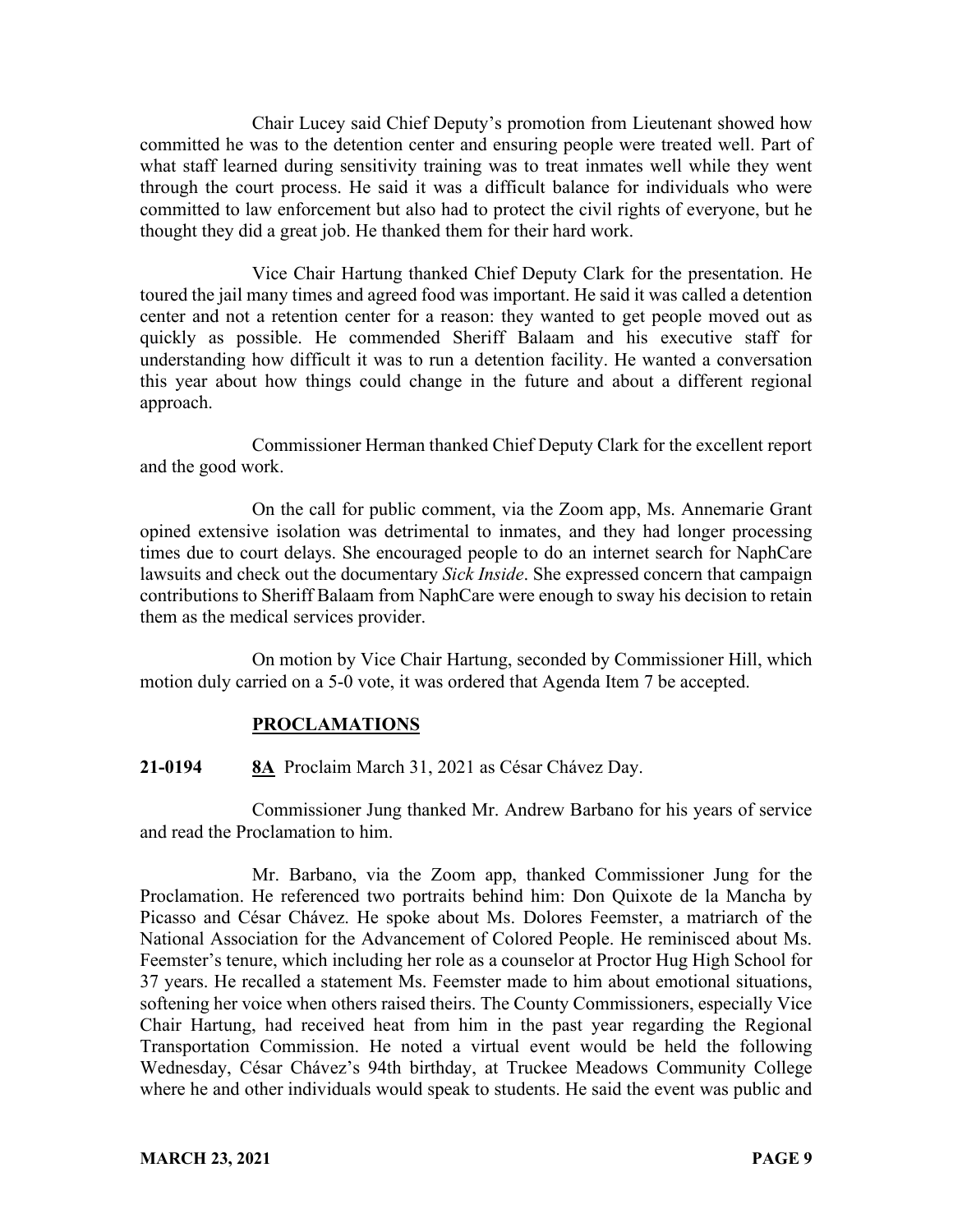Chair Lucey said Chief Deputy's promotion from Lieutenant showed how committed he was to the detention center and ensuring people were treated well. Part of what staff learned during sensitivity training was to treat inmates well while they went through the court process. He said it was a difficult balance for individuals who were committed to law enforcement but also had to protect the civil rights of everyone, but he thought they did a great job. He thanked them for their hard work.

Vice Chair Hartung thanked Chief Deputy Clark for the presentation. He toured the jail many times and agreed food was important. He said it was called a detention center and not a retention center for a reason: they wanted to get people moved out as quickly as possible. He commended Sheriff Balaam and his executive staff for understanding how difficult it was to run a detention facility. He wanted a conversation this year about how things could change in the future and about a different regional approach.

Commissioner Herman thanked Chief Deputy Clark for the excellent report and the good work.

On the call for public comment, via the Zoom app, Ms. Annemarie Grant opined extensive isolation was detrimental to inmates, and they had longer processing times due to court delays. She encouraged people to do an internet search for NaphCare lawsuits and check out the documentary *Sick Inside*. She expressed concern that campaign contributions to Sheriff Balaam from NaphCare were enough to sway his decision to retain them as the medical services provider.

On motion by Vice Chair Hartung, seconded by Commissioner Hill, which motion duly carried on a 5-0 vote, it was ordered that Agenda Item 7 be accepted.

## PROCLAMATIONS

**21-0194** **8A** Proclaim March 31, 2021 as César Chávez Day.

Commissioner Jung thanked Mr. Andrew Barbano for his years of service and read the Proclamation to him.

Mr. Barbano, via the Zoom app, thanked Commissioner Jung for the Proclamation. He referenced two portraits behind him: Don Quixote de la Mancha by Picasso and César Chávez. He spoke about Ms. Dolores Feemster, a matriarch of the National Association for the Advancement of Colored People. He reminisced about Ms. Feemster's tenure, which including her role as a counselor at Proctor Hug High School for 37 years. He recalled a statement Ms. Feemster made to him about emotional situations, softening her voice when others raised theirs. The County Commissioners, especially Vice Chair Hartung, had received heat from him in the past year regarding the Regional Transportation Commission. He noted a virtual event would be held the following Wednesday, César Chávez's 94th birthday, at Truckee Meadows Community College where he and other individuals would speak to students. He said the event was public and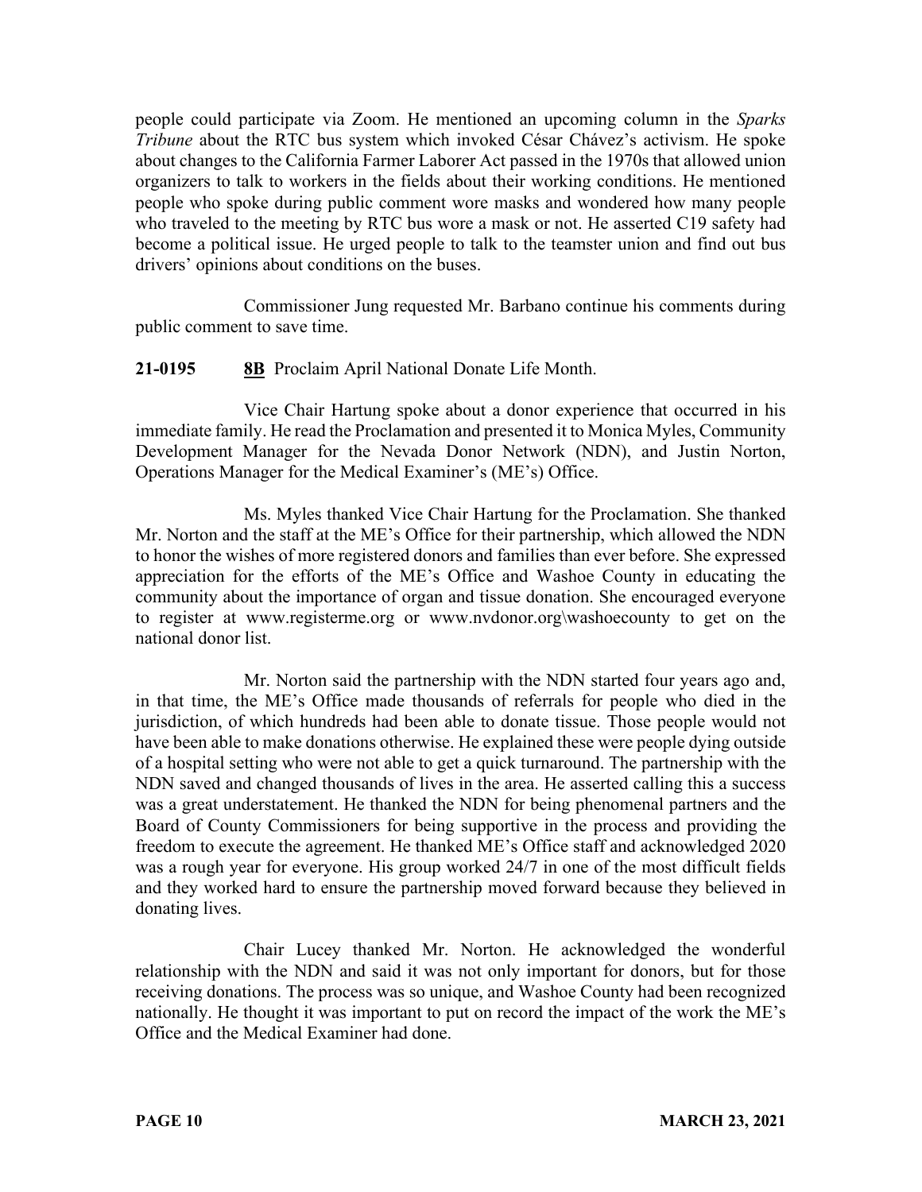people could participate via Zoom. He mentioned an upcoming column in the *Sparks Tribune* about the RTC bus system which invoked César Chávez's activism. He spoke about changes to the California Farmer Laborer Act passed in the 1970s that allowed union organizers to talk to workers in the fields about their working conditions. He mentioned people who spoke during public comment wore masks and wondered how many people who traveled to the meeting by RTC bus wore a mask or not. He asserted C19 safety had become a political issue. He urged people to talk to the teamster union and find out bus drivers' opinions about conditions on the buses.

Commissioner Jung requested Mr. Barbano continue his comments during public comment to save time.

**21-0195** **8B** Proclaim April National Donate Life Month.

Vice Chair Hartung spoke about a donor experience that occurred in his immediate family. He read the Proclamation and presented it to Monica Myles, Community Development Manager for the Nevada Donor Network (NDN), and Justin Norton, Operations Manager for the Medical Examiner's (ME's) Office.

Ms. Myles thanked Vice Chair Hartung for the Proclamation. She thanked Mr. Norton and the staff at the ME's Office for their partnership, which allowed the NDN to honor the wishes of more registered donors and families than ever before. She expressed appreciation for the efforts of the ME's Office and Washoe County in educating the community about the importance of organ and tissue donation. She encouraged everyone to register at www.registerme.org or www.nvdonor.org\washoecounty to get on the national donor list.

Mr. Norton said the partnership with the NDN started four years ago and, in that time, the ME's Office made thousands of referrals for people who died in the jurisdiction, of which hundreds had been able to donate tissue. Those people would not have been able to make donations otherwise. He explained these were people dying outside of a hospital setting who were not able to get a quick turnaround. The partnership with the NDN saved and changed thousands of lives in the area. He asserted calling this a success was a great understatement. He thanked the NDN for being phenomenal partners and the Board of County Commissioners for being supportive in the process and providing the freedom to execute the agreement. He thanked ME's Office staff and acknowledged 2020 was a rough year for everyone. His group worked 24/7 in one of the most difficult fields and they worked hard to ensure the partnership moved forward because they believed in donating lives.

Chair Lucey thanked Mr. Norton. He acknowledged the wonderful relationship with the NDN and said it was not only important for donors, but for those receiving donations. The process was so unique, and Washoe County had been recognized nationally. He thought it was important to put on record the impact of the work the ME's Office and the Medical Examiner had done.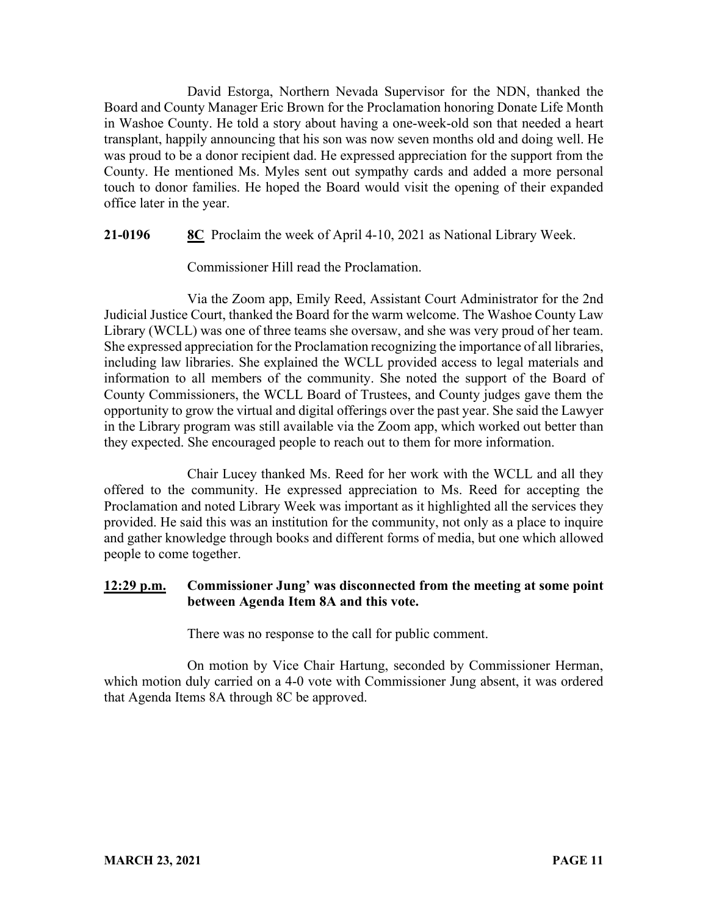David Estorga, Northern Nevada Supervisor for the NDN, thanked the Board and County Manager Eric Brown for the Proclamation honoring Donate Life Month in Washoe County. He told a story about having a one-week-old son that needed a heart transplant, happily announcing that his son was now seven months old and doing well. He was proud to be a donor recipient dad. He expressed appreciation for the support from the County. He mentioned Ms. Myles sent out sympathy cards and added a more personal touch to donor families. He hoped the Board would visit the opening of their expanded office later in the year.

**21-0196** **8C** Proclaim the week of April 4-10, 2021 as National Library Week.

Commissioner Hill read the Proclamation.

Via the Zoom app, Emily Reed, Assistant Court Administrator for the 2nd Judicial Justice Court, thanked the Board for the warm welcome. The Washoe County Law Library (WCLL) was one of three teams she oversaw, and she was very proud of her team. She expressed appreciation for the Proclamation recognizing the importance of all libraries, including law libraries. She explained the WCLL provided access to legal materials and information to all members of the community. She noted the support of the Board of County Commissioners, the WCLL Board of Trustees, and County judges gave them the opportunity to grow the virtual and digital offerings over the past year. She said the Lawyer in the Library program was still available via the Zoom app, which worked out better than they expected. She encouraged people to reach out to them for more information.

Chair Lucey thanked Ms. Reed for her work with the WCLL and all they offered to the community. He expressed appreciation to Ms. Reed for accepting the Proclamation and noted Library Week was important as it highlighted all the services they provided. He said this was an institution for the community, not only as a place to inquire and gather knowledge through books and different forms of media, but one which allowed people to come together.

**12:29 p.m.** **Commissioner Jung' was disconnected from the meeting at some point between Agenda Item 8A and this vote.**

There was no response to the call for public comment.

On motion by Vice Chair Hartung, seconded by Commissioner Herman, which motion duly carried on a 4-0 vote with Commissioner Jung absent, it was ordered that Agenda Items 8A through 8C be approved.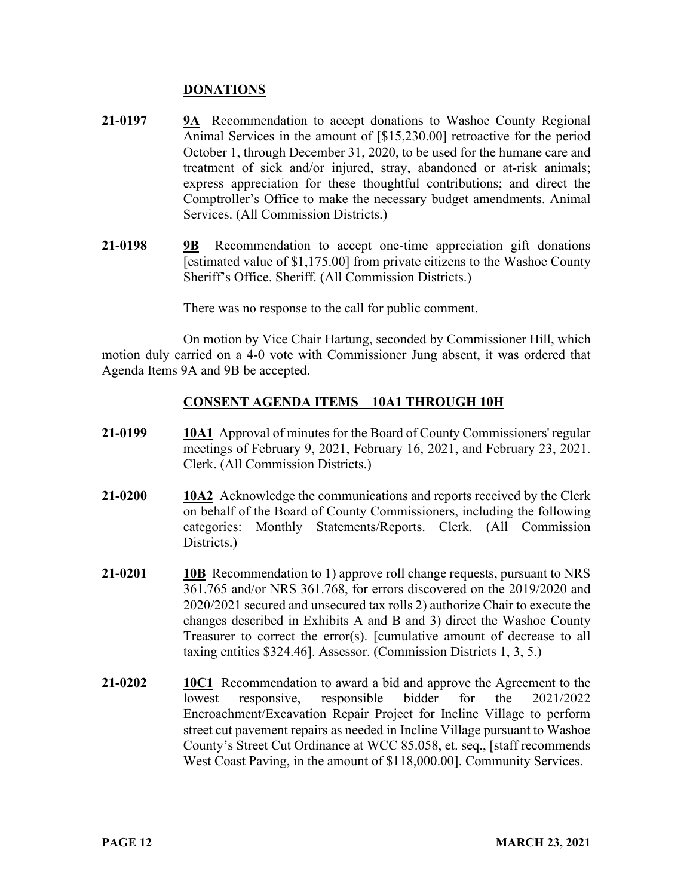## DONATIONS

**21-0197** **9A** Recommendation to accept donations to Washoe County Regional Animal Services in the amount of [$15,230.00] retroactive for the period October 1, through December 31, 2020, to be used for the humane care and treatment of sick and/or injured, stray, abandoned or at-risk animals; express appreciation for these thoughtful contributions; and direct the Comptroller's Office to make the necessary budget amendments. Animal Services. (All Commission Districts.)

**21-0198** **9B** Recommendation to accept one-time appreciation gift donations [estimated value of $1,175.00] from private citizens to the Washoe County Sheriff's Office. Sheriff. (All Commission Districts.)

There was no response to the call for public comment.

On motion by Vice Chair Hartung, seconded by Commissioner Hill, which motion duly carried on a 4-0 vote with Commissioner Jung absent, it was ordered that Agenda Items 9A and 9B be accepted.

## CONSENT AGENDA ITEMS – 10A1 THROUGH 10H

**21-0199** **10A1** Approval of minutes for the Board of County Commissioners' regular meetings of February 9, 2021, February 16, 2021, and February 23, 2021. Clerk. (All Commission Districts.)

**21-0200** **10A2** Acknowledge the communications and reports received by the Clerk on behalf of the Board of County Commissioners, including the following categories: Monthly Statements/Reports. Clerk. (All Commission Districts.)

**21-0201** **10B** Recommendation to 1) approve roll change requests, pursuant to NRS 361.765 and/or NRS 361.768, for errors discovered on the 2019/2020 and 2020/2021 secured and unsecured tax rolls 2) authorize Chair to execute the changes described in Exhibits A and B and 3) direct the Washoe County Treasurer to correct the error(s). [cumulative amount of decrease to all taxing entities $324.46]. Assessor. (Commission Districts 1, 3, 5.)

**21-0202** **10C1** Recommendation to award a bid and approve the Agreement to the lowest responsive, responsible bidder for the 2021/2022 Encroachment/Excavation Repair Project for Incline Village to perform street cut pavement repairs as needed in Incline Village pursuant to Washoe County's Street Cut Ordinance at WCC 85.058, et. seq., [staff recommends West Coast Paving, in the amount of $118,000.00]. Community Services.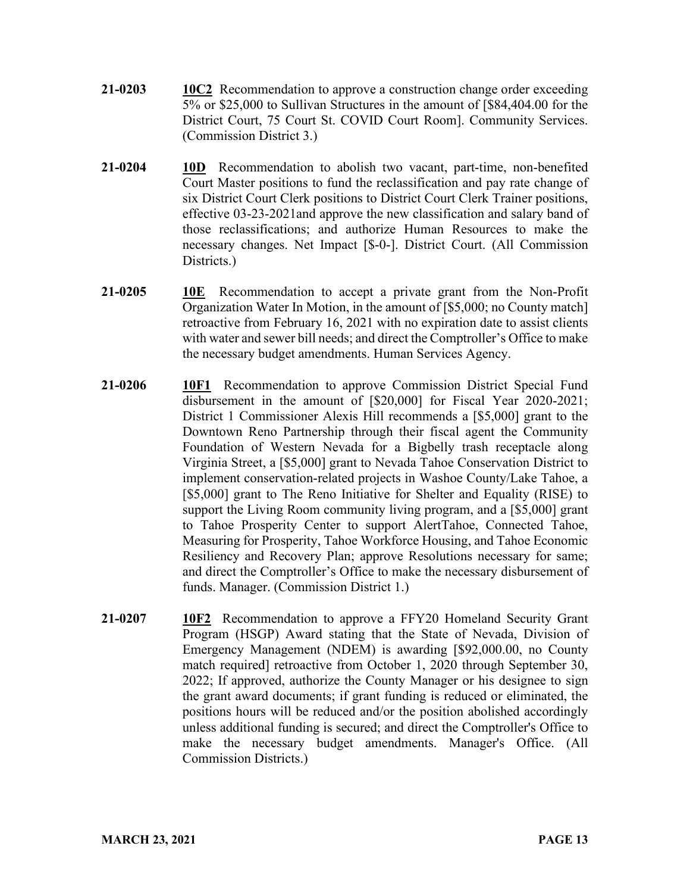**21-0203** **10C2** Recommendation to approve a construction change order exceeding 5% or $25,000 to Sullivan Structures in the amount of [$84,404.00 for the District Court, 75 Court St. COVID Court Room]. Community Services. (Commission District 3.)

**21-0204** **10D** Recommendation to abolish two vacant, part-time, non-benefited Court Master positions to fund the reclassification and pay rate change of six District Court Clerk positions to District Court Clerk Trainer positions, effective 03-23-2021and approve the new classification and salary band of those reclassifications; and authorize Human Resources to make the necessary changes. Net Impact [$-0-]. District Court. (All Commission Districts.)

**21-0205** **10E** Recommendation to accept a private grant from the Non-Profit Organization Water In Motion, in the amount of [$5,000; no County match] retroactive from February 16, 2021 with no expiration date to assist clients with water and sewer bill needs; and direct the Comptroller's Office to make the necessary budget amendments. Human Services Agency.

**21-0206** **10F1** Recommendation to approve Commission District Special Fund disbursement in the amount of [$20,000] for Fiscal Year 2020-2021; District 1 Commissioner Alexis Hill recommends a [$5,000] grant to the Downtown Reno Partnership through their fiscal agent the Community Foundation of Western Nevada for a Bigbelly trash receptacle along Virginia Street, a [$5,000] grant to Nevada Tahoe Conservation District to implement conservation-related projects in Washoe County/Lake Tahoe, a [$5,000] grant to The Reno Initiative for Shelter and Equality (RISE) to support the Living Room community living program, and a [$5,000] grant to Tahoe Prosperity Center to support AlertTahoe, Connected Tahoe, Measuring for Prosperity, Tahoe Workforce Housing, and Tahoe Economic Resiliency and Recovery Plan; approve Resolutions necessary for same; and direct the Comptroller's Office to make the necessary disbursement of funds. Manager. (Commission District 1.)

**21-0207** **10F2** Recommendation to approve a FFY20 Homeland Security Grant Program (HSGP) Award stating that the State of Nevada, Division of Emergency Management (NDEM) is awarding [$92,000.00, no County match required] retroactive from October 1, 2020 through September 30, 2022; If approved, authorize the County Manager or his designee to sign the grant award documents; if grant funding is reduced or eliminated, the positions hours will be reduced and/or the position abolished accordingly unless additional funding is secured; and direct the Comptroller's Office to make the necessary budget amendments. Manager's Office. (All Commission Districts.)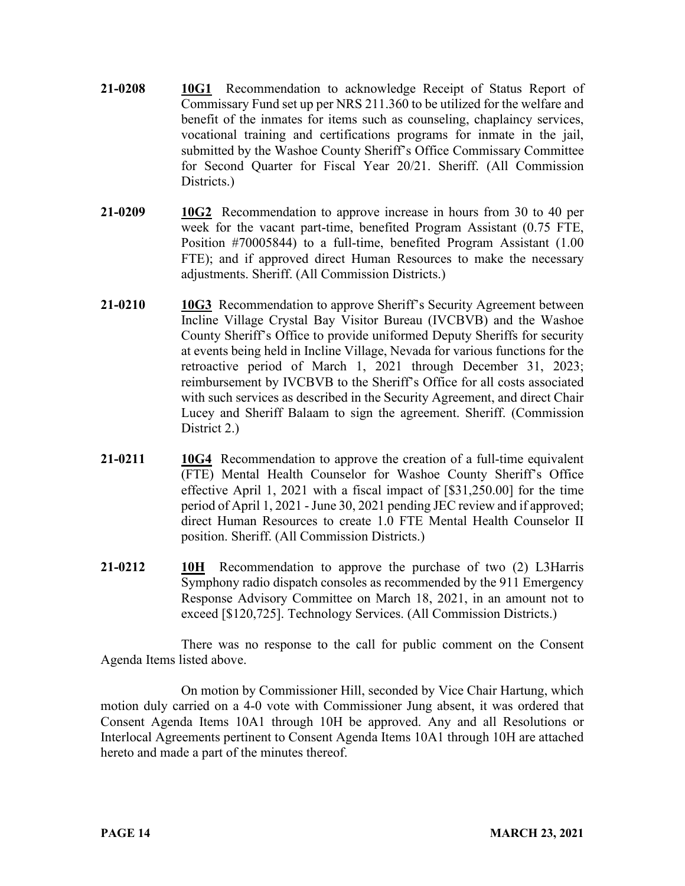**21-0208** **10G1** Recommendation to acknowledge Receipt of Status Report of Commissary Fund set up per NRS 211.360 to be utilized for the welfare and benefit of the inmates for items such as counseling, chaplaincy services, vocational training and certifications programs for inmate in the jail, submitted by the Washoe County Sheriff's Office Commissary Committee for Second Quarter for Fiscal Year 20/21. Sheriff. (All Commission Districts.)

**21-0209** **10G2** Recommendation to approve increase in hours from 30 to 40 per week for the vacant part-time, benefited Program Assistant (0.75 FTE, Position #70005844) to a full-time, benefited Program Assistant (1.00 FTE); and if approved direct Human Resources to make the necessary adjustments. Sheriff. (All Commission Districts.)

**21-0210** **10G3** Recommendation to approve Sheriff's Security Agreement between Incline Village Crystal Bay Visitor Bureau (IVCBVB) and the Washoe County Sheriff's Office to provide uniformed Deputy Sheriffs for security at events being held in Incline Village, Nevada for various functions for the retroactive period of March 1, 2021 through December 31, 2023; reimbursement by IVCBVB to the Sheriff's Office for all costs associated with such services as described in the Security Agreement, and direct Chair Lucey and Sheriff Balaam to sign the agreement. Sheriff. (Commission District 2.)

**21-0211** **10G4** Recommendation to approve the creation of a full-time equivalent (FTE) Mental Health Counselor for Washoe County Sheriff's Office effective April 1, 2021 with a fiscal impact of [$31,250.00] for the time period of April 1, 2021 - June 30, 2021 pending JEC review and if approved; direct Human Resources to create 1.0 FTE Mental Health Counselor II position. Sheriff. (All Commission Districts.)

**21-0212** **10H** Recommendation to approve the purchase of two (2) L3Harris Symphony radio dispatch consoles as recommended by the 911 Emergency Response Advisory Committee on March 18, 2021, in an amount not to exceed [$120,725]. Technology Services. (All Commission Districts.)

There was no response to the call for public comment on the Consent Agenda Items listed above.

On motion by Commissioner Hill, seconded by Vice Chair Hartung, which motion duly carried on a 4-0 vote with Commissioner Jung absent, it was ordered that Consent Agenda Items 10A1 through 10H be approved. Any and all Resolutions or Interlocal Agreements pertinent to Consent Agenda Items 10A1 through 10H are attached hereto and made a part of the minutes thereof.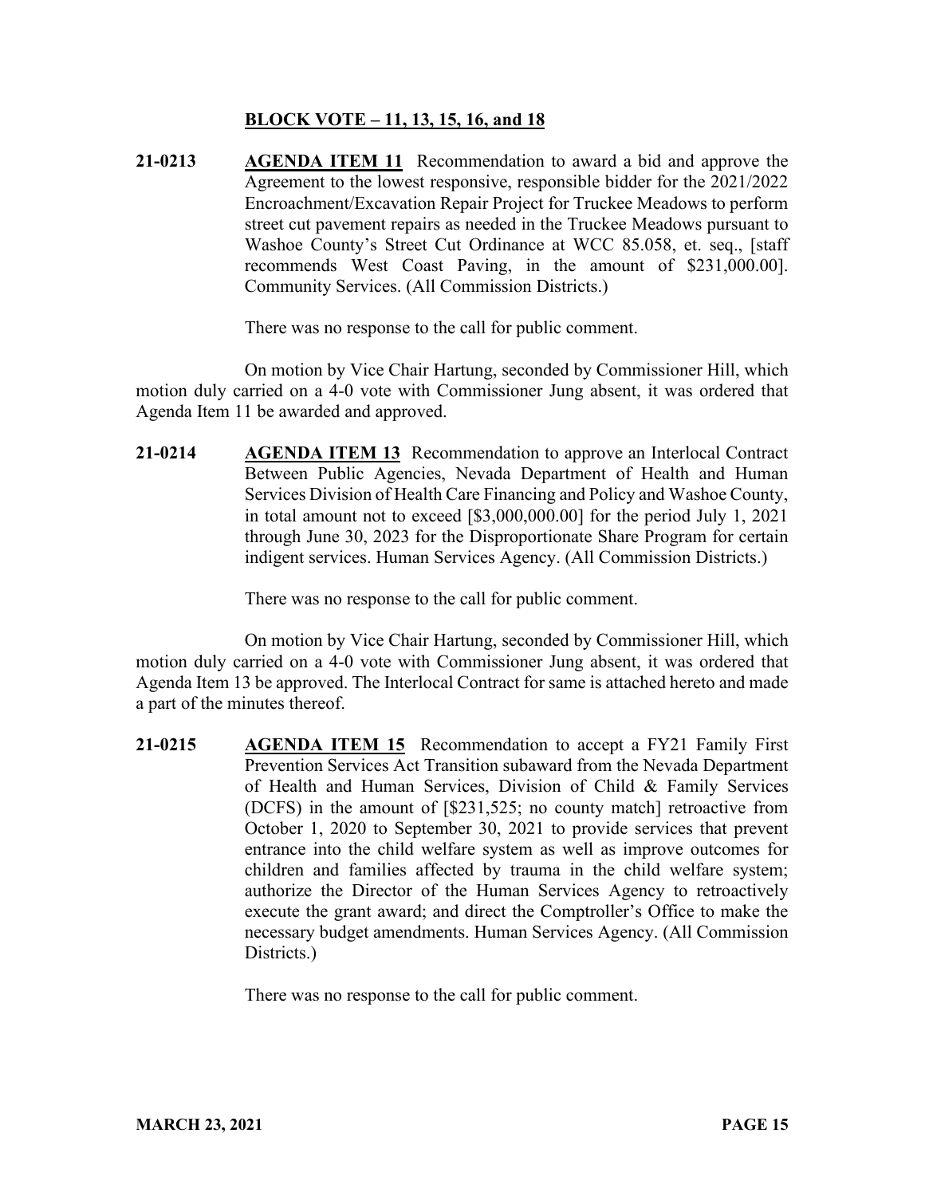**BLOCK VOTE – 11, 13, 15, 16, and 18**

**21-0213** **AGENDA ITEM 11** Recommendation to award a bid and approve the Agreement to the lowest responsive, responsible bidder for the 2021/2022 Encroachment/Excavation Repair Project for Truckee Meadows to perform street cut pavement repairs as needed in the Truckee Meadows pursuant to Washoe County's Street Cut Ordinance at WCC 85.058, et. seq., [staff recommends West Coast Paving, in the amount of $231,000.00]. Community Services. (All Commission Districts.)

There was no response to the call for public comment.

On motion by Vice Chair Hartung, seconded by Commissioner Hill, which motion duly carried on a 4-0 vote with Commissioner Jung absent, it was ordered that Agenda Item 11 be awarded and approved.

**21-0214** **AGENDA ITEM 13** Recommendation to approve an Interlocal Contract Between Public Agencies, Nevada Department of Health and Human Services Division of Health Care Financing and Policy and Washoe County, in total amount not to exceed [$3,000,000.00] for the period July 1, 2021 through June 30, 2023 for the Disproportionate Share Program for certain indigent services. Human Services Agency. (All Commission Districts.)

There was no response to the call for public comment.

On motion by Vice Chair Hartung, seconded by Commissioner Hill, which motion duly carried on a 4-0 vote with Commissioner Jung absent, it was ordered that Agenda Item 13 be approved. The Interlocal Contract for same is attached hereto and made a part of the minutes thereof.

**21-0215** **AGENDA ITEM 15** Recommendation to accept a FY21 Family First Prevention Services Act Transition subaward from the Nevada Department of Health and Human Services, Division of Child & Family Services (DCFS) in the amount of [$231,525; no county match] retroactive from October 1, 2020 to September 30, 2021 to provide services that prevent entrance into the child welfare system as well as improve outcomes for children and families affected by trauma in the child welfare system; authorize the Director of the Human Services Agency to retroactively execute the grant award; and direct the Comptroller's Office to make the necessary budget amendments. Human Services Agency. (All Commission Districts.)

There was no response to the call for public comment.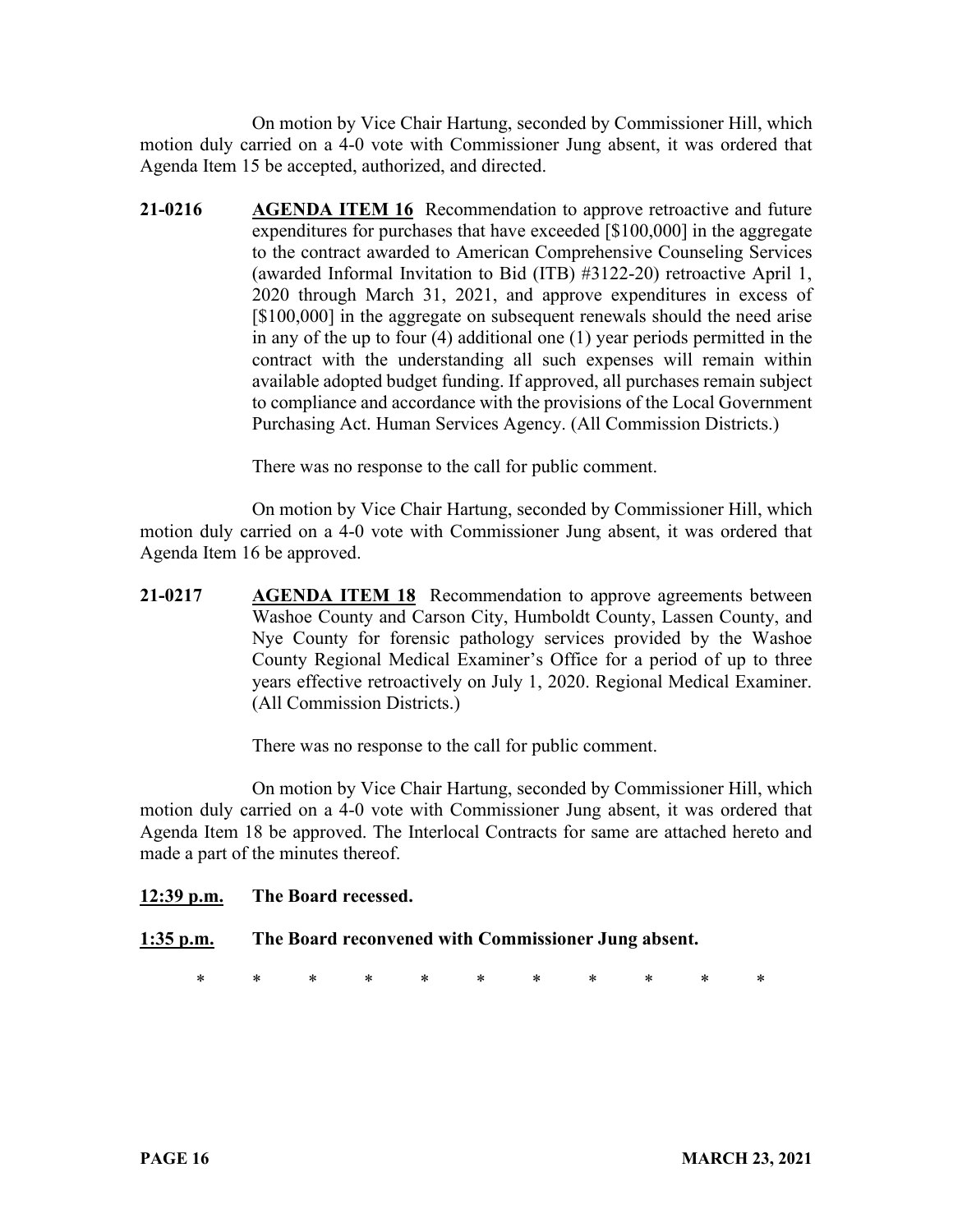On motion by Vice Chair Hartung, seconded by Commissioner Hill, which motion duly carried on a 4-0 vote with Commissioner Jung absent, it was ordered that Agenda Item 15 be accepted, authorized, and directed.

**21-0216** **AGENDA ITEM 16** Recommendation to approve retroactive and future expenditures for purchases that have exceeded [$100,000] in the aggregate to the contract awarded to American Comprehensive Counseling Services (awarded Informal Invitation to Bid (ITB) #3122-20) retroactive April 1, 2020 through March 31, 2021, and approve expenditures in excess of [$100,000] in the aggregate on subsequent renewals should the need arise in any of the up to four (4) additional one (1) year periods permitted in the contract with the understanding all such expenses will remain within available adopted budget funding. If approved, all purchases remain subject to compliance and accordance with the provisions of the Local Government Purchasing Act. Human Services Agency. (All Commission Districts.)

There was no response to the call for public comment.

On motion by Vice Chair Hartung, seconded by Commissioner Hill, which motion duly carried on a 4-0 vote with Commissioner Jung absent, it was ordered that Agenda Item 16 be approved.

**21-0217** **AGENDA ITEM 18** Recommendation to approve agreements between Washoe County and Carson City, Humboldt County, Lassen County, and Nye County for forensic pathology services provided by the Washoe County Regional Medical Examiner's Office for a period of up to three years effective retroactively on July 1, 2020. Regional Medical Examiner. (All Commission Districts.)

There was no response to the call for public comment.

On motion by Vice Chair Hartung, seconded by Commissioner Hill, which motion duly carried on a 4-0 vote with Commissioner Jung absent, it was ordered that Agenda Item 18 be approved. The Interlocal Contracts for same are attached hereto and made a part of the minutes thereof.

**12:39 p.m.** **The Board recessed.**

**1:35 p.m.** **The Board reconvened with Commissioner Jung absent.**

\* \* \* \* \* \* \* \* \* \* \*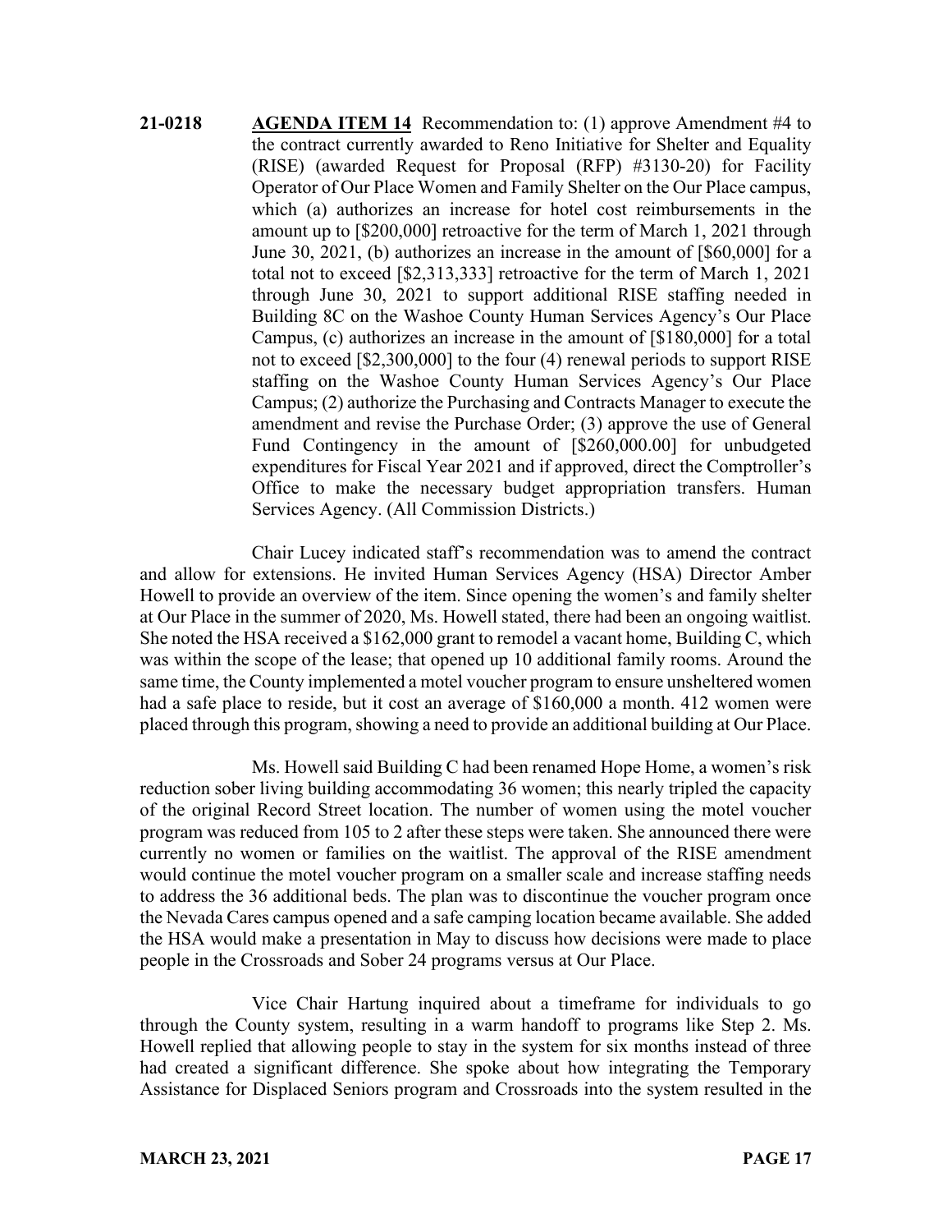**21-0218** **AGENDA ITEM 14** Recommendation to: (1) approve Amendment #4 to the contract currently awarded to Reno Initiative for Shelter and Equality (RISE) (awarded Request for Proposal (RFP) #3130-20) for Facility Operator of Our Place Women and Family Shelter on the Our Place campus, which (a) authorizes an increase for hotel cost reimbursements in the amount up to [$200,000] retroactive for the term of March 1, 2021 through June 30, 2021, (b) authorizes an increase in the amount of [$60,000] for a total not to exceed [$2,313,333] retroactive for the term of March 1, 2021 through June 30, 2021 to support additional RISE staffing needed in Building 8C on the Washoe County Human Services Agency's Our Place Campus, (c) authorizes an increase in the amount of [$180,000] for a total not to exceed [$2,300,000] to the four (4) renewal periods to support RISE staffing on the Washoe County Human Services Agency's Our Place Campus; (2) authorize the Purchasing and Contracts Manager to execute the amendment and revise the Purchase Order; (3) approve the use of General Fund Contingency in the amount of [$260,000.00] for unbudgeted expenditures for Fiscal Year 2021 and if approved, direct the Comptroller's Office to make the necessary budget appropriation transfers. Human Services Agency. (All Commission Districts.)

Chair Lucey indicated staff's recommendation was to amend the contract and allow for extensions. He invited Human Services Agency (HSA) Director Amber Howell to provide an overview of the item. Since opening the women's and family shelter at Our Place in the summer of 2020, Ms. Howell stated, there had been an ongoing waitlist. She noted the HSA received a $162,000 grant to remodel a vacant home, Building C, which was within the scope of the lease; that opened up 10 additional family rooms. Around the same time, the County implemented a motel voucher program to ensure unsheltered women had a safe place to reside, but it cost an average of $160,000 a month. 412 women were placed through this program, showing a need to provide an additional building at Our Place.

Ms. Howell said Building C had been renamed Hope Home, a women's risk reduction sober living building accommodating 36 women; this nearly tripled the capacity of the original Record Street location. The number of women using the motel voucher program was reduced from 105 to 2 after these steps were taken. She announced there were currently no women or families on the waitlist. The approval of the RISE amendment would continue the motel voucher program on a smaller scale and increase staffing needs to address the 36 additional beds. The plan was to discontinue the voucher program once the Nevada Cares campus opened and a safe camping location became available. She added the HSA would make a presentation in May to discuss how decisions were made to place people in the Crossroads and Sober 24 programs versus at Our Place.

Vice Chair Hartung inquired about a timeframe for individuals to go through the County system, resulting in a warm handoff to programs like Step 2. Ms. Howell replied that allowing people to stay in the system for six months instead of three had created a significant difference. She spoke about how integrating the Temporary Assistance for Displaced Seniors program and Crossroads into the system resulted in the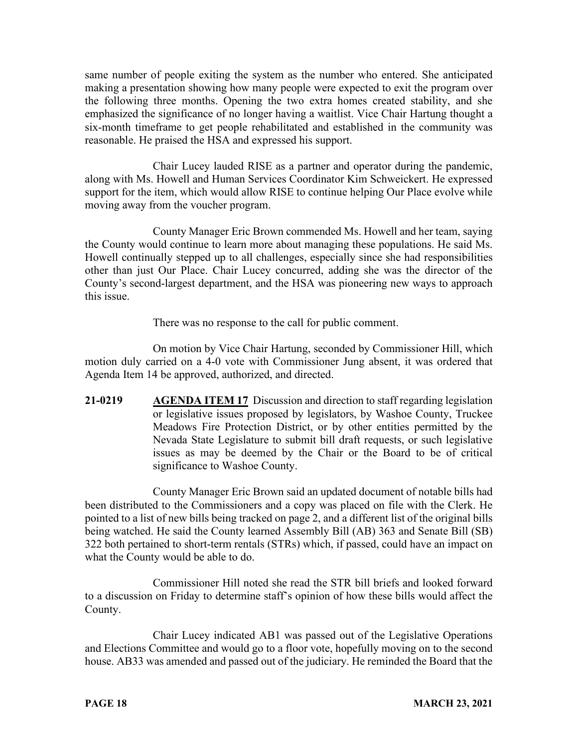same number of people exiting the system as the number who entered. She anticipated making a presentation showing how many people were expected to exit the program over the following three months. Opening the two extra homes created stability, and she emphasized the significance of no longer having a waitlist. Vice Chair Hartung thought a six-month timeframe to get people rehabilitated and established in the community was reasonable. He praised the HSA and expressed his support.

Chair Lucey lauded RISE as a partner and operator during the pandemic, along with Ms. Howell and Human Services Coordinator Kim Schweickert. He expressed support for the item, which would allow RISE to continue helping Our Place evolve while moving away from the voucher program.

County Manager Eric Brown commended Ms. Howell and her team, saying the County would continue to learn more about managing these populations. He said Ms. Howell continually stepped up to all challenges, especially since she had responsibilities other than just Our Place. Chair Lucey concurred, adding she was the director of the County's second-largest department, and the HSA was pioneering new ways to approach this issue.

There was no response to the call for public comment.

On motion by Vice Chair Hartung, seconded by Commissioner Hill, which motion duly carried on a 4-0 vote with Commissioner Jung absent, it was ordered that Agenda Item 14 be approved, authorized, and directed.

**21-0219** **AGENDA ITEM 17** Discussion and direction to staff regarding legislation or legislative issues proposed by legislators, by Washoe County, Truckee Meadows Fire Protection District, or by other entities permitted by the Nevada State Legislature to submit bill draft requests, or such legislative issues as may be deemed by the Chair or the Board to be of critical significance to Washoe County.

County Manager Eric Brown said an updated document of notable bills had been distributed to the Commissioners and a copy was placed on file with the Clerk. He pointed to a list of new bills being tracked on page 2, and a different list of the original bills being watched. He said the County learned Assembly Bill (AB) 363 and Senate Bill (SB) 322 both pertained to short-term rentals (STRs) which, if passed, could have an impact on what the County would be able to do.

Commissioner Hill noted she read the STR bill briefs and looked forward to a discussion on Friday to determine staff's opinion of how these bills would affect the County.

Chair Lucey indicated AB1 was passed out of the Legislative Operations and Elections Committee and would go to a floor vote, hopefully moving on to the second house. AB33 was amended and passed out of the judiciary. He reminded the Board that the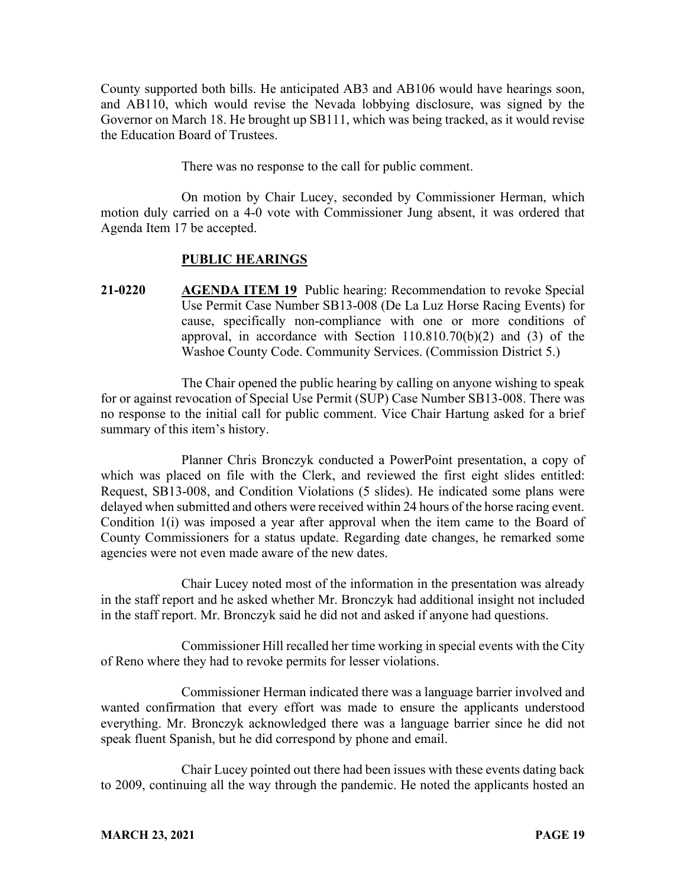County supported both bills. He anticipated AB3 and AB106 would have hearings soon, and AB110, which would revise the Nevada lobbying disclosure, was signed by the Governor on March 18. He brought up SB111, which was being tracked, as it would revise the Education Board of Trustees.

There was no response to the call for public comment.

On motion by Chair Lucey, seconded by Commissioner Herman, which motion duly carried on a 4-0 vote with Commissioner Jung absent, it was ordered that Agenda Item 17 be accepted.

## PUBLIC HEARINGS

**21-0220** **AGENDA ITEM 19** Public hearing: Recommendation to revoke Special Use Permit Case Number SB13-008 (De La Luz Horse Racing Events) for cause, specifically non-compliance with one or more conditions of approval, in accordance with Section 110.810.70(b)(2) and (3) of the Washoe County Code. Community Services. (Commission District 5.)

The Chair opened the public hearing by calling on anyone wishing to speak for or against revocation of Special Use Permit (SUP) Case Number SB13-008. There was no response to the initial call for public comment. Vice Chair Hartung asked for a brief summary of this item's history.

Planner Chris Bronczyk conducted a PowerPoint presentation, a copy of which was placed on file with the Clerk, and reviewed the first eight slides entitled: Request, SB13-008, and Condition Violations (5 slides). He indicated some plans were delayed when submitted and others were received within 24 hours of the horse racing event. Condition 1(i) was imposed a year after approval when the item came to the Board of County Commissioners for a status update. Regarding date changes, he remarked some agencies were not even made aware of the new dates.

Chair Lucey noted most of the information in the presentation was already in the staff report and he asked whether Mr. Bronczyk had additional insight not included in the staff report. Mr. Bronczyk said he did not and asked if anyone had questions.

Commissioner Hill recalled her time working in special events with the City of Reno where they had to revoke permits for lesser violations.

Commissioner Herman indicated there was a language barrier involved and wanted confirmation that every effort was made to ensure the applicants understood everything. Mr. Bronczyk acknowledged there was a language barrier since he did not speak fluent Spanish, but he did correspond by phone and email.

Chair Lucey pointed out there had been issues with these events dating back to 2009, continuing all the way through the pandemic. He noted the applicants hosted an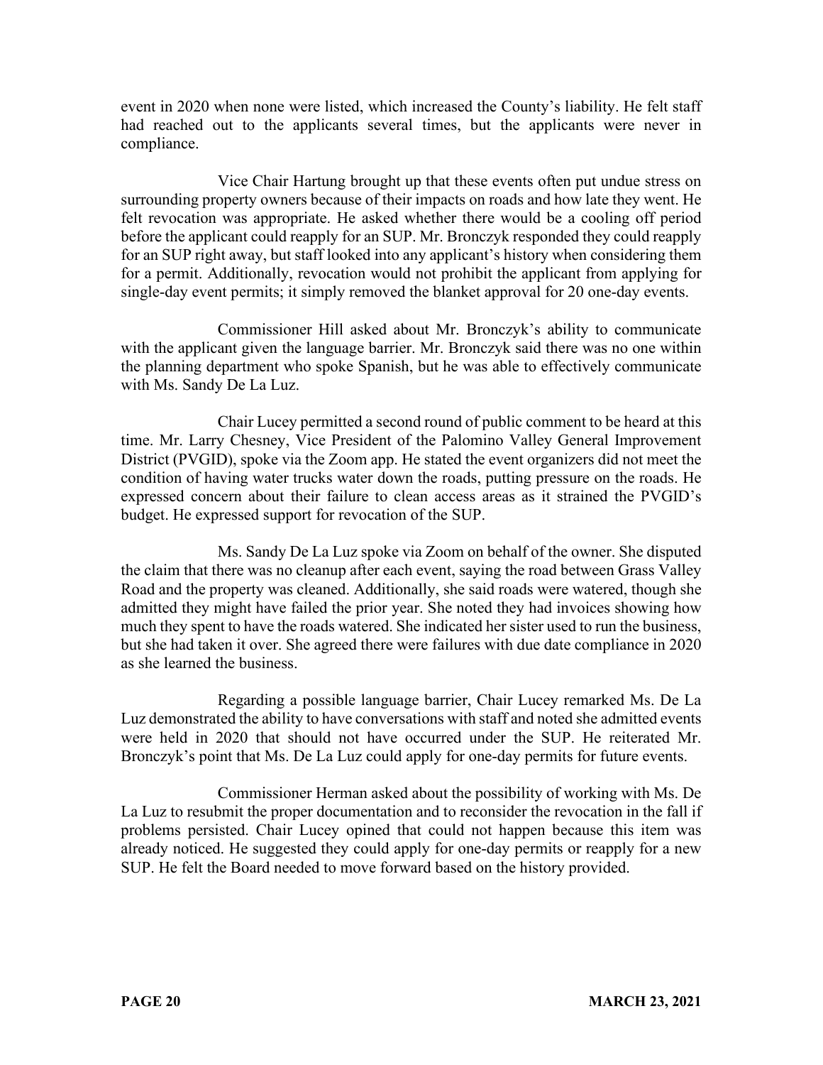event in 2020 when none were listed, which increased the County's liability. He felt staff had reached out to the applicants several times, but the applicants were never in compliance.

Vice Chair Hartung brought up that these events often put undue stress on surrounding property owners because of their impacts on roads and how late they went. He felt revocation was appropriate. He asked whether there would be a cooling off period before the applicant could reapply for an SUP. Mr. Bronczyk responded they could reapply for an SUP right away, but staff looked into any applicant's history when considering them for a permit. Additionally, revocation would not prohibit the applicant from applying for single-day event permits; it simply removed the blanket approval for 20 one-day events.

Commissioner Hill asked about Mr. Bronczyk's ability to communicate with the applicant given the language barrier. Mr. Bronczyk said there was no one within the planning department who spoke Spanish, but he was able to effectively communicate with Ms. Sandy De La Luz.

Chair Lucey permitted a second round of public comment to be heard at this time. Mr. Larry Chesney, Vice President of the Palomino Valley General Improvement District (PVGID), spoke via the Zoom app. He stated the event organizers did not meet the condition of having water trucks water down the roads, putting pressure on the roads. He expressed concern about their failure to clean access areas as it strained the PVGID's budget. He expressed support for revocation of the SUP.

Ms. Sandy De La Luz spoke via Zoom on behalf of the owner. She disputed the claim that there was no cleanup after each event, saying the road between Grass Valley Road and the property was cleaned. Additionally, she said roads were watered, though she admitted they might have failed the prior year. She noted they had invoices showing how much they spent to have the roads watered. She indicated her sister used to run the business, but she had taken it over. She agreed there were failures with due date compliance in 2020 as she learned the business.

Regarding a possible language barrier, Chair Lucey remarked Ms. De La Luz demonstrated the ability to have conversations with staff and noted she admitted events were held in 2020 that should not have occurred under the SUP. He reiterated Mr. Bronczyk's point that Ms. De La Luz could apply for one-day permits for future events.

Commissioner Herman asked about the possibility of working with Ms. De La Luz to resubmit the proper documentation and to reconsider the revocation in the fall if problems persisted. Chair Lucey opined that could not happen because this item was already noticed. He suggested they could apply for one-day permits or reapply for a new SUP. He felt the Board needed to move forward based on the history provided.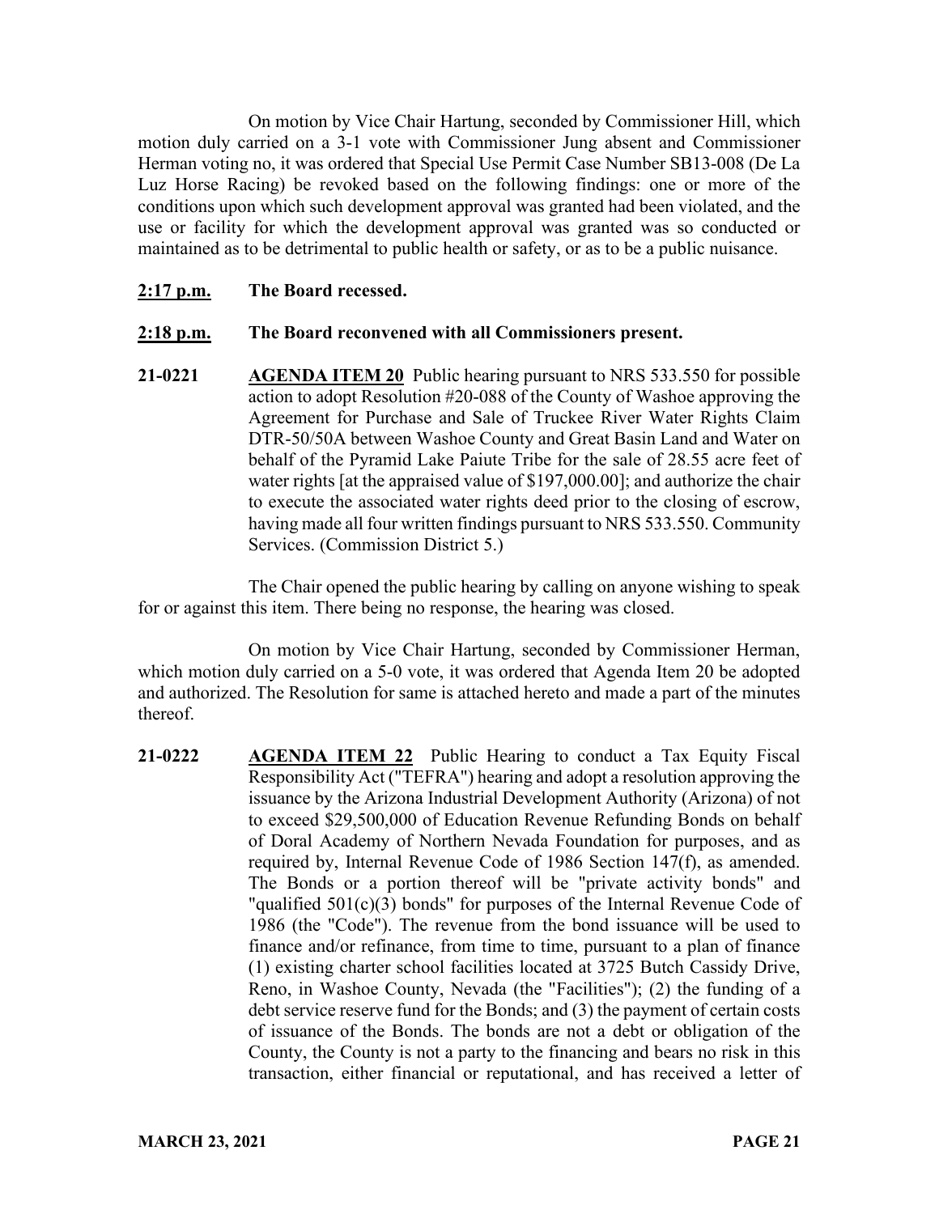On motion by Vice Chair Hartung, seconded by Commissioner Hill, which motion duly carried on a 3-1 vote with Commissioner Jung absent and Commissioner Herman voting no, it was ordered that Special Use Permit Case Number SB13-008 (De La Luz Horse Racing) be revoked based on the following findings: one or more of the conditions upon which such development approval was granted had been violated, and the use or facility for which the development approval was granted was so conducted or maintained as to be detrimental to public health or safety, or as to be a public nuisance.

**2:17 p.m.** **The Board recessed.**

**2:18 p.m.** **The Board reconvened with all Commissioners present.**

**21-0221** **AGENDA ITEM 20** Public hearing pursuant to NRS 533.550 for possible action to adopt Resolution #20-088 of the County of Washoe approving the Agreement for Purchase and Sale of Truckee River Water Rights Claim DTR-50/50A between Washoe County and Great Basin Land and Water on behalf of the Pyramid Lake Paiute Tribe for the sale of 28.55 acre feet of water rights [at the appraised value of $197,000.00]; and authorize the chair to execute the associated water rights deed prior to the closing of escrow, having made all four written findings pursuant to NRS 533.550. Community Services. (Commission District 5.)

The Chair opened the public hearing by calling on anyone wishing to speak for or against this item. There being no response, the hearing was closed.

On motion by Vice Chair Hartung, seconded by Commissioner Herman, which motion duly carried on a 5-0 vote, it was ordered that Agenda Item 20 be adopted and authorized. The Resolution for same is attached hereto and made a part of the minutes thereof.

**21-0222** **AGENDA ITEM 22** Public Hearing to conduct a Tax Equity Fiscal Responsibility Act ("TEFRA") hearing and adopt a resolution approving the issuance by the Arizona Industrial Development Authority (Arizona) of not to exceed $29,500,000 of Education Revenue Refunding Bonds on behalf of Doral Academy of Northern Nevada Foundation for purposes, and as required by, Internal Revenue Code of 1986 Section 147(f), as amended. The Bonds or a portion thereof will be "private activity bonds" and "qualified 501(c)(3) bonds" for purposes of the Internal Revenue Code of 1986 (the "Code"). The revenue from the bond issuance will be used to finance and/or refinance, from time to time, pursuant to a plan of finance (1) existing charter school facilities located at 3725 Butch Cassidy Drive, Reno, in Washoe County, Nevada (the "Facilities"); (2) the funding of a debt service reserve fund for the Bonds; and (3) the payment of certain costs of issuance of the Bonds. The bonds are not a debt or obligation of the County, the County is not a party to the financing and bears no risk in this transaction, either financial or reputational, and has received a letter of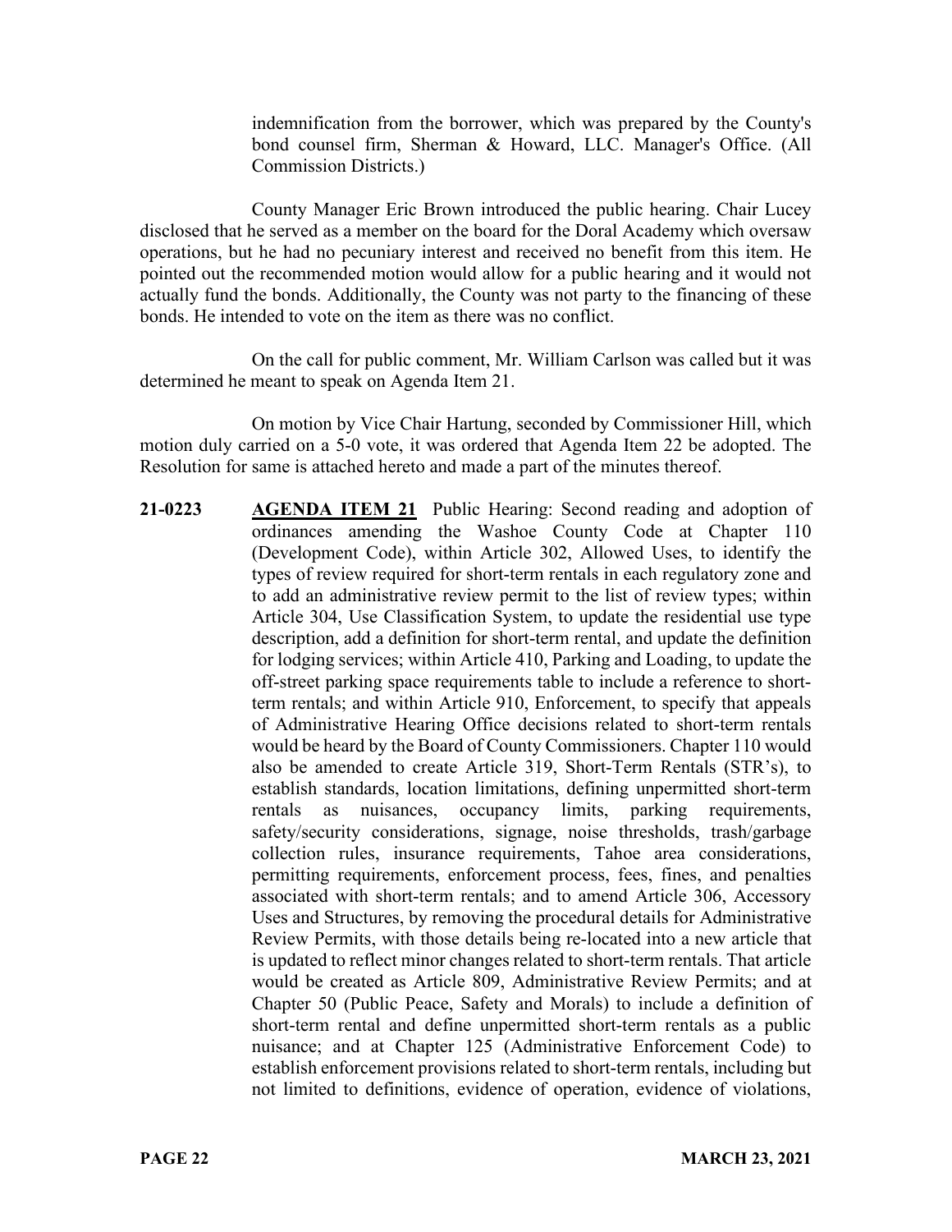indemnification from the borrower, which was prepared by the County's bond counsel firm, Sherman & Howard, LLC. Manager's Office. (All Commission Districts.)

County Manager Eric Brown introduced the public hearing. Chair Lucey disclosed that he served as a member on the board for the Doral Academy which oversaw operations, but he had no pecuniary interest and received no benefit from this item. He pointed out the recommended motion would allow for a public hearing and it would not actually fund the bonds. Additionally, the County was not party to the financing of these bonds. He intended to vote on the item as there was no conflict.

On the call for public comment, Mr. William Carlson was called but it was determined he meant to speak on Agenda Item 21.

On motion by Vice Chair Hartung, seconded by Commissioner Hill, which motion duly carried on a 5-0 vote, it was ordered that Agenda Item 22 be adopted. The Resolution for same is attached hereto and made a part of the minutes thereof.

**21-0223** **AGENDA ITEM 21** Public Hearing: Second reading and adoption of ordinances amending the Washoe County Code at Chapter 110 (Development Code), within Article 302, Allowed Uses, to identify the types of review required for short-term rentals in each regulatory zone and to add an administrative review permit to the list of review types; within Article 304, Use Classification System, to update the residential use type description, add a definition for short-term rental, and update the definition for lodging services; within Article 410, Parking and Loading, to update the off-street parking space requirements table to include a reference to short-term rentals; and within Article 910, Enforcement, to specify that appeals of Administrative Hearing Office decisions related to short-term rentals would be heard by the Board of County Commissioners. Chapter 110 would also be amended to create Article 319, Short-Term Rentals (STR's), to establish standards, location limitations, defining unpermitted short-term rentals as nuisances, occupancy limits, parking requirements, safety/security considerations, signage, noise thresholds, trash/garbage collection rules, insurance requirements, Tahoe area considerations, permitting requirements, enforcement process, fees, fines, and penalties associated with short-term rentals; and to amend Article 306, Accessory Uses and Structures, by removing the procedural details for Administrative Review Permits, with those details being re-located into a new article that is updated to reflect minor changes related to short-term rentals. That article would be created as Article 809, Administrative Review Permits; and at Chapter 50 (Public Peace, Safety and Morals) to include a definition of short-term rental and define unpermitted short-term rentals as a public nuisance; and at Chapter 125 (Administrative Enforcement Code) to establish enforcement provisions related to short-term rentals, including but not limited to definitions, evidence of operation, evidence of violations,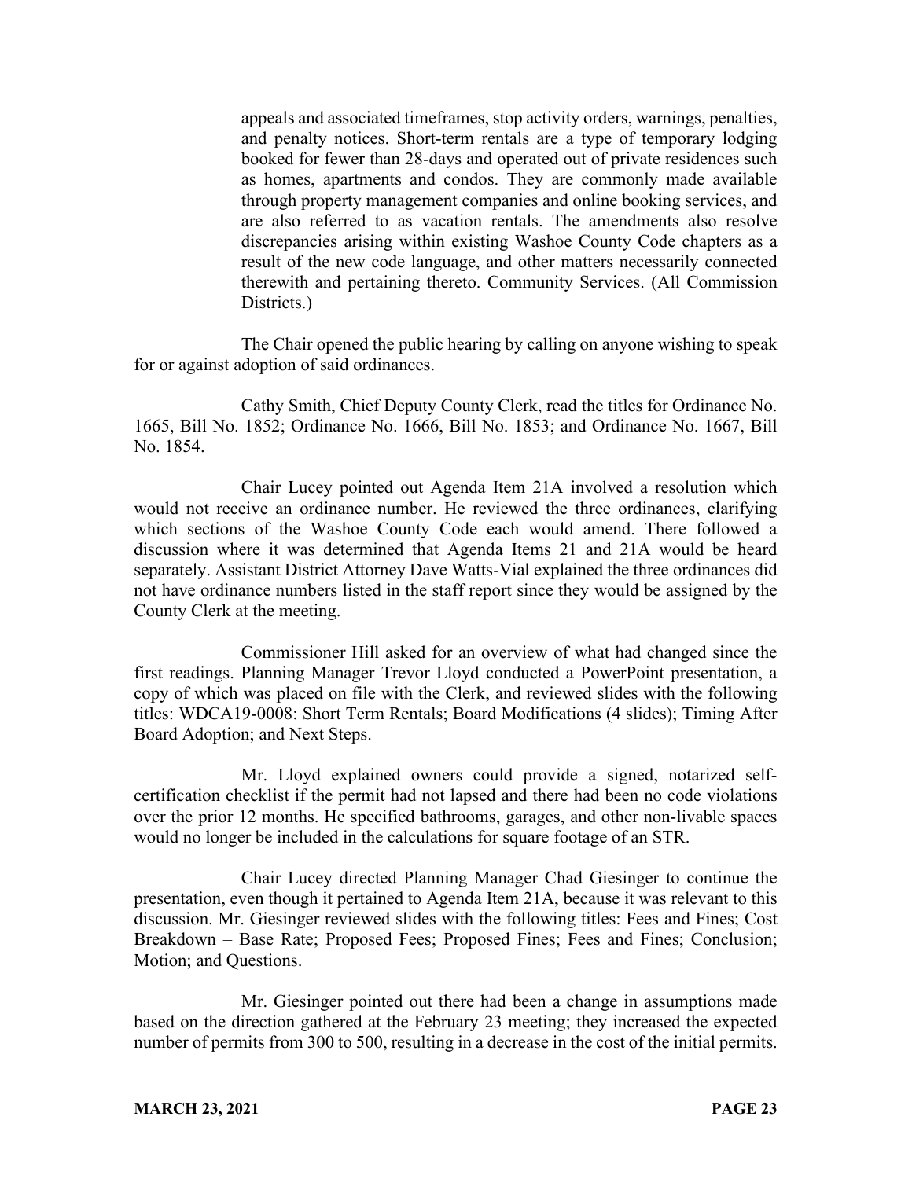appeals and associated timeframes, stop activity orders, warnings, penalties, and penalty notices. Short-term rentals are a type of temporary lodging booked for fewer than 28-days and operated out of private residences such as homes, apartments and condos. They are commonly made available through property management companies and online booking services, and are also referred to as vacation rentals. The amendments also resolve discrepancies arising within existing Washoe County Code chapters as a result of the new code language, and other matters necessarily connected therewith and pertaining thereto. Community Services. (All Commission Districts.)

The Chair opened the public hearing by calling on anyone wishing to speak for or against adoption of said ordinances.

Cathy Smith, Chief Deputy County Clerk, read the titles for Ordinance No. 1665, Bill No. 1852; Ordinance No. 1666, Bill No. 1853; and Ordinance No. 1667, Bill No. 1854.

Chair Lucey pointed out Agenda Item 21A involved a resolution which would not receive an ordinance number. He reviewed the three ordinances, clarifying which sections of the Washoe County Code each would amend. There followed a discussion where it was determined that Agenda Items 21 and 21A would be heard separately. Assistant District Attorney Dave Watts-Vial explained the three ordinances did not have ordinance numbers listed in the staff report since they would be assigned by the County Clerk at the meeting.

Commissioner Hill asked for an overview of what had changed since the first readings. Planning Manager Trevor Lloyd conducted a PowerPoint presentation, a copy of which was placed on file with the Clerk, and reviewed slides with the following titles: WDCA19-0008: Short Term Rentals; Board Modifications (4 slides); Timing After Board Adoption; and Next Steps.

Mr. Lloyd explained owners could provide a signed, notarized self-certification checklist if the permit had not lapsed and there had been no code violations over the prior 12 months. He specified bathrooms, garages, and other non-livable spaces would no longer be included in the calculations for square footage of an STR.

Chair Lucey directed Planning Manager Chad Giesinger to continue the presentation, even though it pertained to Agenda Item 21A, because it was relevant to this discussion. Mr. Giesinger reviewed slides with the following titles: Fees and Fines; Cost Breakdown – Base Rate; Proposed Fees; Proposed Fines; Fees and Fines; Conclusion; Motion; and Questions.

Mr. Giesinger pointed out there had been a change in assumptions made based on the direction gathered at the February 23 meeting; they increased the expected number of permits from 300 to 500, resulting in a decrease in the cost of the initial permits.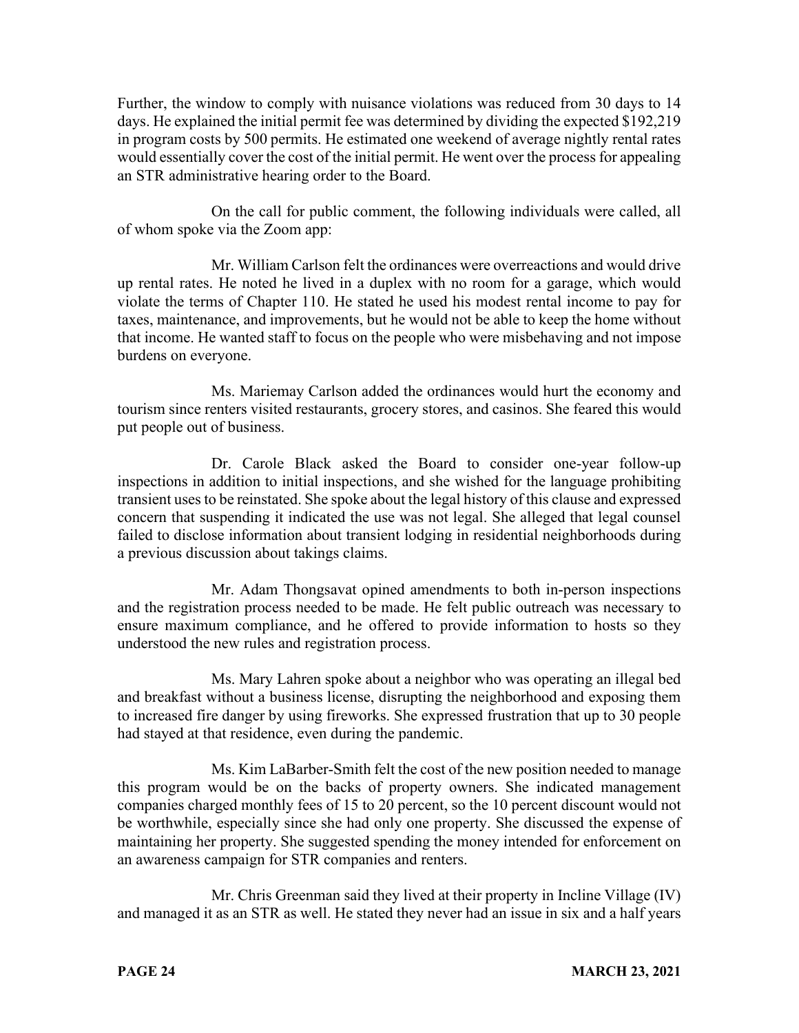Further, the window to comply with nuisance violations was reduced from 30 days to 14 days. He explained the initial permit fee was determined by dividing the expected $192,219 in program costs by 500 permits. He estimated one weekend of average nightly rental rates would essentially cover the cost of the initial permit. He went over the process for appealing an STR administrative hearing order to the Board.

On the call for public comment, the following individuals were called, all of whom spoke via the Zoom app:

Mr. William Carlson felt the ordinances were overreactions and would drive up rental rates. He noted he lived in a duplex with no room for a garage, which would violate the terms of Chapter 110. He stated he used his modest rental income to pay for taxes, maintenance, and improvements, but he would not be able to keep the home without that income. He wanted staff to focus on the people who were misbehaving and not impose burdens on everyone.

Ms. Mariemay Carlson added the ordinances would hurt the economy and tourism since renters visited restaurants, grocery stores, and casinos. She feared this would put people out of business.

Dr. Carole Black asked the Board to consider one-year follow-up inspections in addition to initial inspections, and she wished for the language prohibiting transient uses to be reinstated. She spoke about the legal history of this clause and expressed concern that suspending it indicated the use was not legal. She alleged that legal counsel failed to disclose information about transient lodging in residential neighborhoods during a previous discussion about takings claims.

Mr. Adam Thongsavat opined amendments to both in-person inspections and the registration process needed to be made. He felt public outreach was necessary to ensure maximum compliance, and he offered to provide information to hosts so they understood the new rules and registration process.

Ms. Mary Lahren spoke about a neighbor who was operating an illegal bed and breakfast without a business license, disrupting the neighborhood and exposing them to increased fire danger by using fireworks. She expressed frustration that up to 30 people had stayed at that residence, even during the pandemic.

Ms. Kim LaBarber-Smith felt the cost of the new position needed to manage this program would be on the backs of property owners. She indicated management companies charged monthly fees of 15 to 20 percent, so the 10 percent discount would not be worthwhile, especially since she had only one property. She discussed the expense of maintaining her property. She suggested spending the money intended for enforcement on an awareness campaign for STR companies and renters.

Mr. Chris Greenman said they lived at their property in Incline Village (IV) and managed it as an STR as well. He stated they never had an issue in six and a half years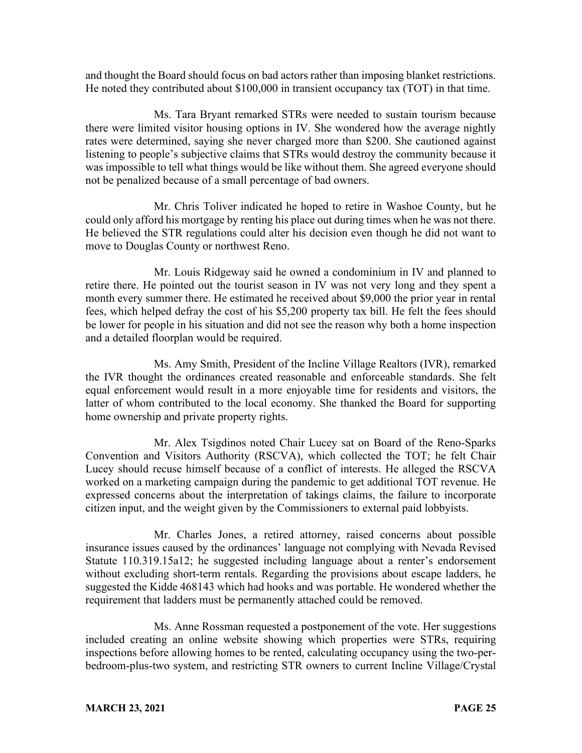and thought the Board should focus on bad actors rather than imposing blanket restrictions. He noted they contributed about $100,000 in transient occupancy tax (TOT) in that time.

Ms. Tara Bryant remarked STRs were needed to sustain tourism because there were limited visitor housing options in IV. She wondered how the average nightly rates were determined, saying she never charged more than $200. She cautioned against listening to people's subjective claims that STRs would destroy the community because it was impossible to tell what things would be like without them. She agreed everyone should not be penalized because of a small percentage of bad owners.

Mr. Chris Toliver indicated he hoped to retire in Washoe County, but he could only afford his mortgage by renting his place out during times when he was not there. He believed the STR regulations could alter his decision even though he did not want to move to Douglas County or northwest Reno.

Mr. Louis Ridgeway said he owned a condominium in IV and planned to retire there. He pointed out the tourist season in IV was not very long and they spent a month every summer there. He estimated he received about $9,000 the prior year in rental fees, which helped defray the cost of his $5,200 property tax bill. He felt the fees should be lower for people in his situation and did not see the reason why both a home inspection and a detailed floorplan would be required.

Ms. Amy Smith, President of the Incline Village Realtors (IVR), remarked the IVR thought the ordinances created reasonable and enforceable standards. She felt equal enforcement would result in a more enjoyable time for residents and visitors, the latter of whom contributed to the local economy. She thanked the Board for supporting home ownership and private property rights.

Mr. Alex Tsigdinos noted Chair Lucey sat on Board of the Reno-Sparks Convention and Visitors Authority (RSCVA), which collected the TOT; he felt Chair Lucey should recuse himself because of a conflict of interests. He alleged the RSCVA worked on a marketing campaign during the pandemic to get additional TOT revenue. He expressed concerns about the interpretation of takings claims, the failure to incorporate citizen input, and the weight given by the Commissioners to external paid lobbyists.

Mr. Charles Jones, a retired attorney, raised concerns about possible insurance issues caused by the ordinances' language not complying with Nevada Revised Statute 110.319.15a12; he suggested including language about a renter's endorsement without excluding short-term rentals. Regarding the provisions about escape ladders, he suggested the Kidde 468143 which had hooks and was portable. He wondered whether the requirement that ladders must be permanently attached could be removed.

Ms. Anne Rossman requested a postponement of the vote. Her suggestions included creating an online website showing which properties were STRs, requiring inspections before allowing homes to be rented, calculating occupancy using the two-per-bedroom-plus-two system, and restricting STR owners to current Incline Village/Crystal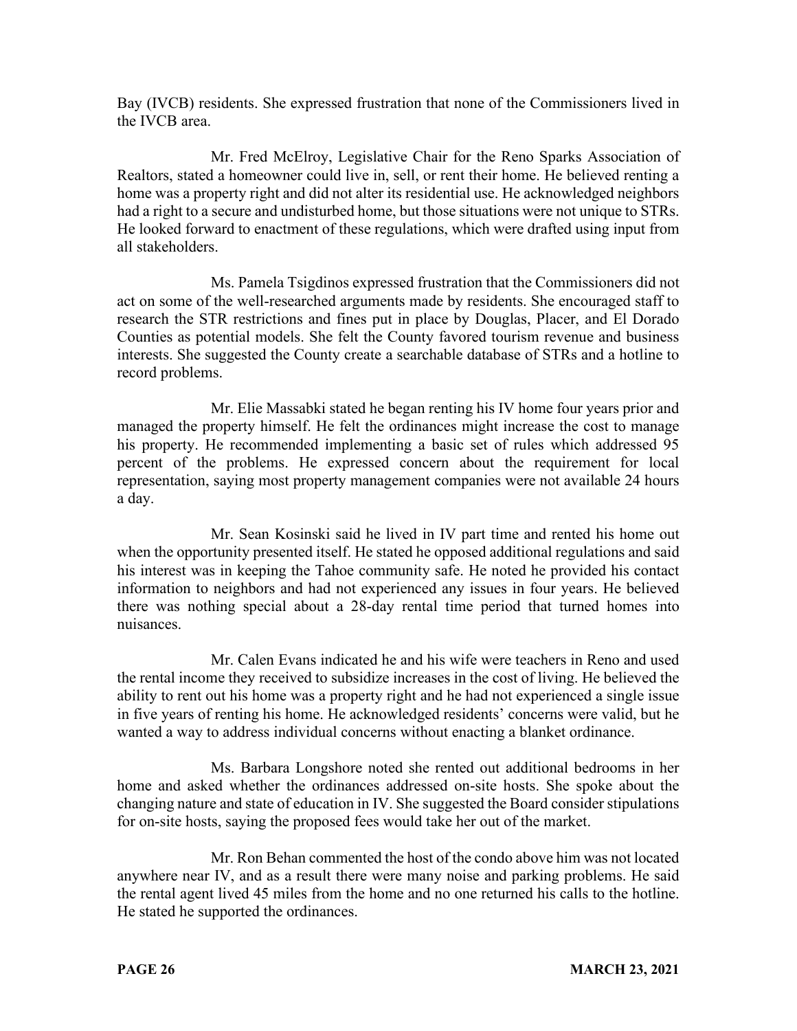Bay (IVCB) residents. She expressed frustration that none of the Commissioners lived in the IVCB area.

Mr. Fred McElroy, Legislative Chair for the Reno Sparks Association of Realtors, stated a homeowner could live in, sell, or rent their home. He believed renting a home was a property right and did not alter its residential use. He acknowledged neighbors had a right to a secure and undisturbed home, but those situations were not unique to STRs. He looked forward to enactment of these regulations, which were drafted using input from all stakeholders.

Ms. Pamela Tsigdinos expressed frustration that the Commissioners did not act on some of the well-researched arguments made by residents. She encouraged staff to research the STR restrictions and fines put in place by Douglas, Placer, and El Dorado Counties as potential models. She felt the County favored tourism revenue and business interests. She suggested the County create a searchable database of STRs and a hotline to record problems.

Mr. Elie Massabki stated he began renting his IV home four years prior and managed the property himself. He felt the ordinances might increase the cost to manage his property. He recommended implementing a basic set of rules which addressed 95 percent of the problems. He expressed concern about the requirement for local representation, saying most property management companies were not available 24 hours a day.

Mr. Sean Kosinski said he lived in IV part time and rented his home out when the opportunity presented itself. He stated he opposed additional regulations and said his interest was in keeping the Tahoe community safe. He noted he provided his contact information to neighbors and had not experienced any issues in four years. He believed there was nothing special about a 28-day rental time period that turned homes into nuisances.

Mr. Calen Evans indicated he and his wife were teachers in Reno and used the rental income they received to subsidize increases in the cost of living. He believed the ability to rent out his home was a property right and he had not experienced a single issue in five years of renting his home. He acknowledged residents' concerns were valid, but he wanted a way to address individual concerns without enacting a blanket ordinance.

Ms. Barbara Longshore noted she rented out additional bedrooms in her home and asked whether the ordinances addressed on-site hosts. She spoke about the changing nature and state of education in IV. She suggested the Board consider stipulations for on-site hosts, saying the proposed fees would take her out of the market.

Mr. Ron Behan commented the host of the condo above him was not located anywhere near IV, and as a result there were many noise and parking problems. He said the rental agent lived 45 miles from the home and no one returned his calls to the hotline. He stated he supported the ordinances.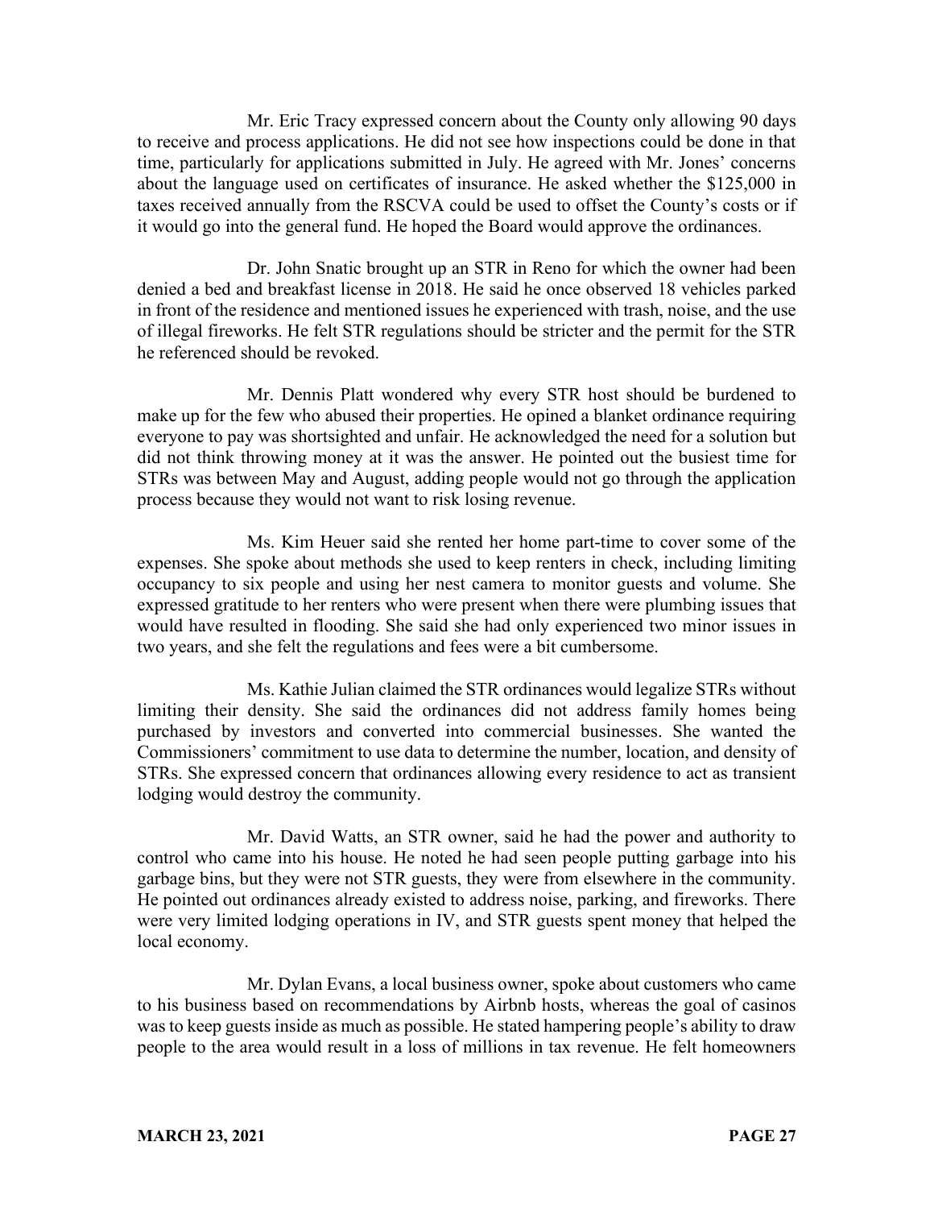Mr. Eric Tracy expressed concern about the County only allowing 90 days to receive and process applications. He did not see how inspections could be done in that time, particularly for applications submitted in July. He agreed with Mr. Jones' concerns about the language used on certificates of insurance. He asked whether the $125,000 in taxes received annually from the RSCVA could be used to offset the County's costs or if it would go into the general fund. He hoped the Board would approve the ordinances.

Dr. John Snatic brought up an STR in Reno for which the owner had been denied a bed and breakfast license in 2018. He said he once observed 18 vehicles parked in front of the residence and mentioned issues he experienced with trash, noise, and the use of illegal fireworks. He felt STR regulations should be stricter and the permit for the STR he referenced should be revoked.

Mr. Dennis Platt wondered why every STR host should be burdened to make up for the few who abused their properties. He opined a blanket ordinance requiring everyone to pay was shortsighted and unfair. He acknowledged the need for a solution but did not think throwing money at it was the answer. He pointed out the busiest time for STRs was between May and August, adding people would not go through the application process because they would not want to risk losing revenue.

Ms. Kim Heuer said she rented her home part-time to cover some of the expenses. She spoke about methods she used to keep renters in check, including limiting occupancy to six people and using her nest camera to monitor guests and volume. She expressed gratitude to her renters who were present when there were plumbing issues that would have resulted in flooding. She said she had only experienced two minor issues in two years, and she felt the regulations and fees were a bit cumbersome.

Ms. Kathie Julian claimed the STR ordinances would legalize STRs without limiting their density. She said the ordinances did not address family homes being purchased by investors and converted into commercial businesses. She wanted the Commissioners' commitment to use data to determine the number, location, and density of STRs. She expressed concern that ordinances allowing every residence to act as transient lodging would destroy the community.

Mr. David Watts, an STR owner, said he had the power and authority to control who came into his house. He noted he had seen people putting garbage into his garbage bins, but they were not STR guests, they were from elsewhere in the community. He pointed out ordinances already existed to address noise, parking, and fireworks. There were very limited lodging operations in IV, and STR guests spent money that helped the local economy.

Mr. Dylan Evans, a local business owner, spoke about customers who came to his business based on recommendations by Airbnb hosts, whereas the goal of casinos was to keep guests inside as much as possible. He stated hampering people's ability to draw people to the area would result in a loss of millions in tax revenue. He felt homeowners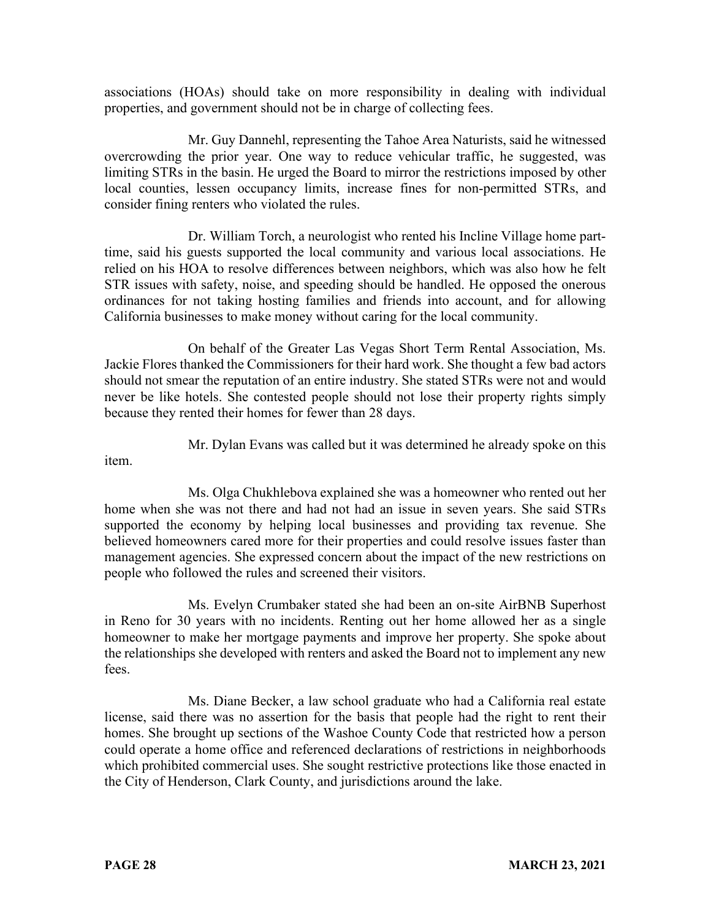associations (HOAs) should take on more responsibility in dealing with individual properties, and government should not be in charge of collecting fees.

Mr. Guy Dannehl, representing the Tahoe Area Naturists, said he witnessed overcrowding the prior year. One way to reduce vehicular traffic, he suggested, was limiting STRs in the basin. He urged the Board to mirror the restrictions imposed by other local counties, lessen occupancy limits, increase fines for non-permitted STRs, and consider fining renters who violated the rules.

Dr. William Torch, a neurologist who rented his Incline Village home part-time, said his guests supported the local community and various local associations. He relied on his HOA to resolve differences between neighbors, which was also how he felt STR issues with safety, noise, and speeding should be handled. He opposed the onerous ordinances for not taking hosting families and friends into account, and for allowing California businesses to make money without caring for the local community.

On behalf of the Greater Las Vegas Short Term Rental Association, Ms. Jackie Flores thanked the Commissioners for their hard work. She thought a few bad actors should not smear the reputation of an entire industry. She stated STRs were not and would never be like hotels. She contested people should not lose their property rights simply because they rented their homes for fewer than 28 days.

Mr. Dylan Evans was called but it was determined he already spoke on this item.

Ms. Olga Chukhlebova explained she was a homeowner who rented out her home when she was not there and had not had an issue in seven years. She said STRs supported the economy by helping local businesses and providing tax revenue. She believed homeowners cared more for their properties and could resolve issues faster than management agencies. She expressed concern about the impact of the new restrictions on people who followed the rules and screened their visitors.

Ms. Evelyn Crumbaker stated she had been an on-site AirBNB Superhost in Reno for 30 years with no incidents. Renting out her home allowed her as a single homeowner to make her mortgage payments and improve her property. She spoke about the relationships she developed with renters and asked the Board not to implement any new fees.

Ms. Diane Becker, a law school graduate who had a California real estate license, said there was no assertion for the basis that people had the right to rent their homes. She brought up sections of the Washoe County Code that restricted how a person could operate a home office and referenced declarations of restrictions in neighborhoods which prohibited commercial uses. She sought restrictive protections like those enacted in the City of Henderson, Clark County, and jurisdictions around the lake.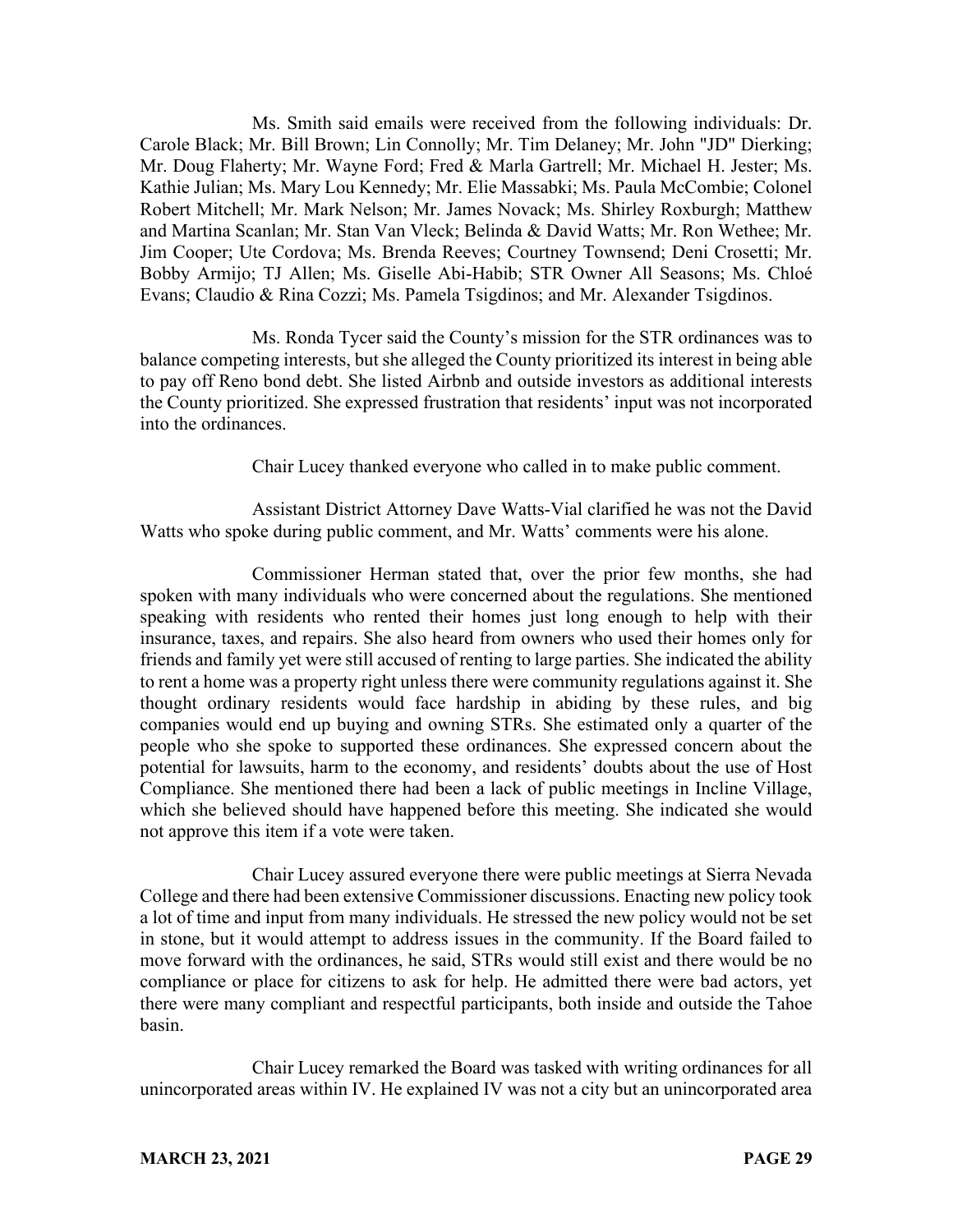Ms. Smith said emails were received from the following individuals: Dr. Carole Black; Mr. Bill Brown; Lin Connolly; Mr. Tim Delaney; Mr. John "JD" Dierking; Mr. Doug Flaherty; Mr. Wayne Ford; Fred & Marla Gartrell; Mr. Michael H. Jester; Ms. Kathie Julian; Ms. Mary Lou Kennedy; Mr. Elie Massabki; Ms. Paula McCombie; Colonel Robert Mitchell; Mr. Mark Nelson; Mr. James Novack; Ms. Shirley Roxburgh; Matthew and Martina Scanlan; Mr. Stan Van Vleck; Belinda & David Watts; Mr. Ron Wethee; Mr. Jim Cooper; Ute Cordova; Ms. Brenda Reeves; Courtney Townsend; Deni Crosetti; Mr. Bobby Armijo; TJ Allen; Ms. Giselle Abi-Habib; STR Owner All Seasons; Ms. Chloé Evans; Claudio & Rina Cozzi; Ms. Pamela Tsigdinos; and Mr. Alexander Tsigdinos.

Ms. Ronda Tycer said the County's mission for the STR ordinances was to balance competing interests, but she alleged the County prioritized its interest in being able to pay off Reno bond debt. She listed Airbnb and outside investors as additional interests the County prioritized. She expressed frustration that residents' input was not incorporated into the ordinances.

Chair Lucey thanked everyone who called in to make public comment.

Assistant District Attorney Dave Watts-Vial clarified he was not the David Watts who spoke during public comment, and Mr. Watts' comments were his alone.

Commissioner Herman stated that, over the prior few months, she had spoken with many individuals who were concerned about the regulations. She mentioned speaking with residents who rented their homes just long enough to help with their insurance, taxes, and repairs. She also heard from owners who used their homes only for friends and family yet were still accused of renting to large parties. She indicated the ability to rent a home was a property right unless there were community regulations against it. She thought ordinary residents would face hardship in abiding by these rules, and big companies would end up buying and owning STRs. She estimated only a quarter of the people who she spoke to supported these ordinances. She expressed concern about the potential for lawsuits, harm to the economy, and residents' doubts about the use of Host Compliance. She mentioned there had been a lack of public meetings in Incline Village, which she believed should have happened before this meeting. She indicated she would not approve this item if a vote were taken.

Chair Lucey assured everyone there were public meetings at Sierra Nevada College and there had been extensive Commissioner discussions. Enacting new policy took a lot of time and input from many individuals. He stressed the new policy would not be set in stone, but it would attempt to address issues in the community. If the Board failed to move forward with the ordinances, he said, STRs would still exist and there would be no compliance or place for citizens to ask for help. He admitted there were bad actors, yet there were many compliant and respectful participants, both inside and outside the Tahoe basin.

Chair Lucey remarked the Board was tasked with writing ordinances for all unincorporated areas within IV. He explained IV was not a city but an unincorporated area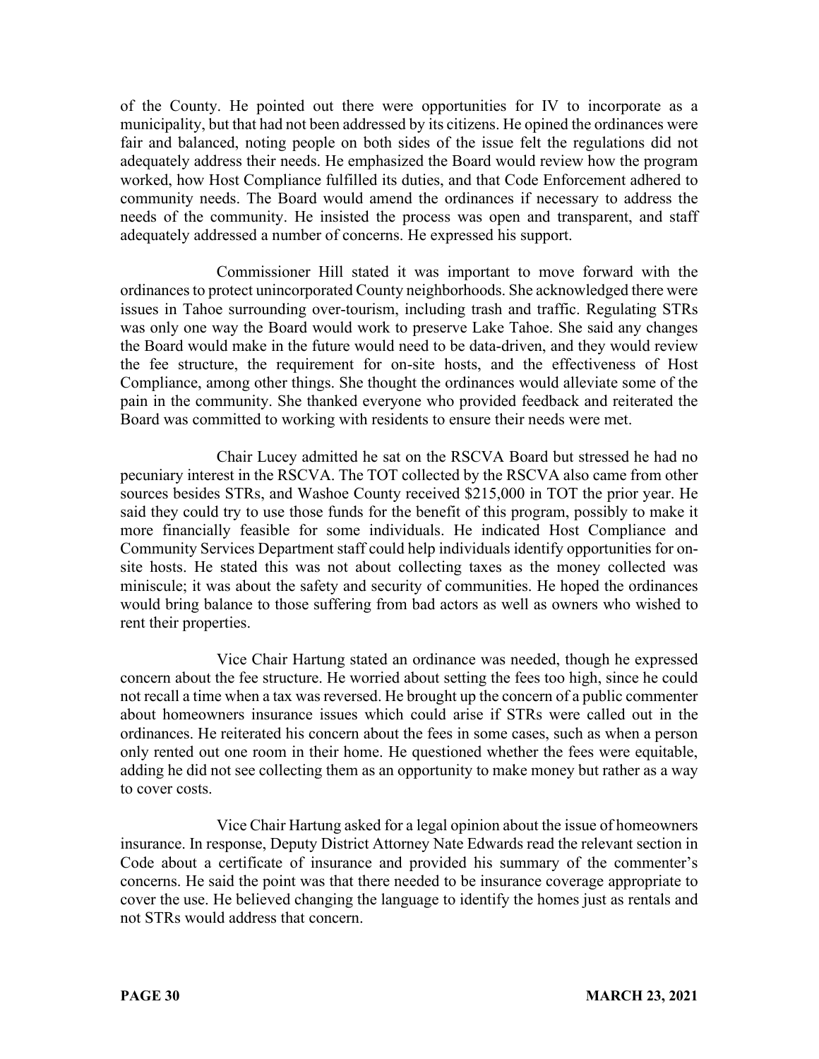of the County. He pointed out there were opportunities for IV to incorporate as a municipality, but that had not been addressed by its citizens. He opined the ordinances were fair and balanced, noting people on both sides of the issue felt the regulations did not adequately address their needs. He emphasized the Board would review how the program worked, how Host Compliance fulfilled its duties, and that Code Enforcement adhered to community needs. The Board would amend the ordinances if necessary to address the needs of the community. He insisted the process was open and transparent, and staff adequately addressed a number of concerns. He expressed his support.

Commissioner Hill stated it was important to move forward with the ordinances to protect unincorporated County neighborhoods. She acknowledged there were issues in Tahoe surrounding over-tourism, including trash and traffic. Regulating STRs was only one way the Board would work to preserve Lake Tahoe. She said any changes the Board would make in the future would need to be data-driven, and they would review the fee structure, the requirement for on-site hosts, and the effectiveness of Host Compliance, among other things. She thought the ordinances would alleviate some of the pain in the community. She thanked everyone who provided feedback and reiterated the Board was committed to working with residents to ensure their needs were met.

Chair Lucey admitted he sat on the RSCVA Board but stressed he had no pecuniary interest in the RSCVA. The TOT collected by the RSCVA also came from other sources besides STRs, and Washoe County received $215,000 in TOT the prior year. He said they could try to use those funds for the benefit of this program, possibly to make it more financially feasible for some individuals. He indicated Host Compliance and Community Services Department staff could help individuals identify opportunities for on-site hosts. He stated this was not about collecting taxes as the money collected was miniscule; it was about the safety and security of communities. He hoped the ordinances would bring balance to those suffering from bad actors as well as owners who wished to rent their properties.

Vice Chair Hartung stated an ordinance was needed, though he expressed concern about the fee structure. He worried about setting the fees too high, since he could not recall a time when a tax was reversed. He brought up the concern of a public commenter about homeowners insurance issues which could arise if STRs were called out in the ordinances. He reiterated his concern about the fees in some cases, such as when a person only rented out one room in their home. He questioned whether the fees were equitable, adding he did not see collecting them as an opportunity to make money but rather as a way to cover costs.

Vice Chair Hartung asked for a legal opinion about the issue of homeowners insurance. In response, Deputy District Attorney Nate Edwards read the relevant section in Code about a certificate of insurance and provided his summary of the commenter's concerns. He said the point was that there needed to be insurance coverage appropriate to cover the use. He believed changing the language to identify the homes just as rentals and not STRs would address that concern.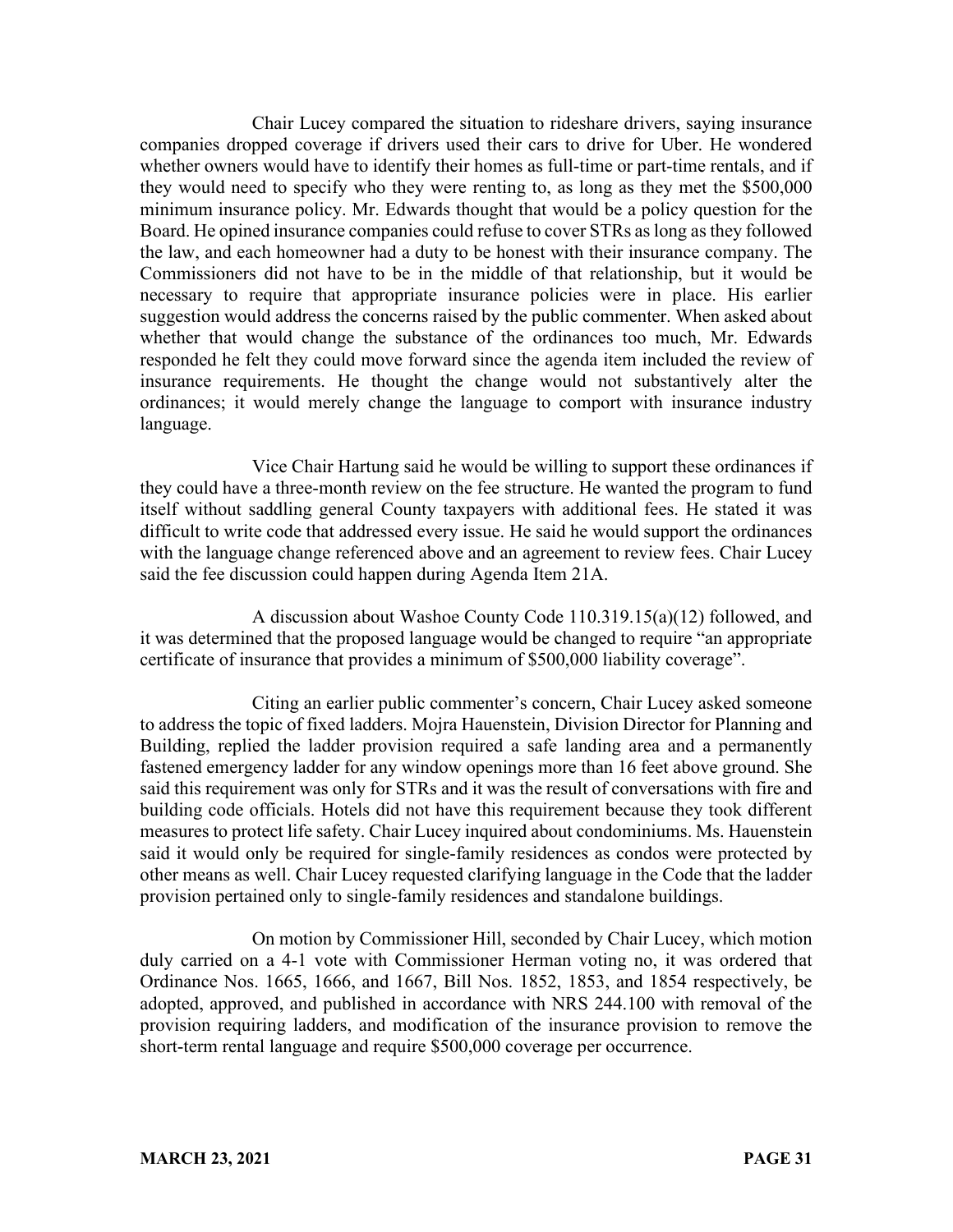Chair Lucey compared the situation to rideshare drivers, saying insurance companies dropped coverage if drivers used their cars to drive for Uber. He wondered whether owners would have to identify their homes as full-time or part-time rentals, and if they would need to specify who they were renting to, as long as they met the $500,000 minimum insurance policy. Mr. Edwards thought that would be a policy question for the Board. He opined insurance companies could refuse to cover STRs as long as they followed the law, and each homeowner had a duty to be honest with their insurance company. The Commissioners did not have to be in the middle of that relationship, but it would be necessary to require that appropriate insurance policies were in place. His earlier suggestion would address the concerns raised by the public commenter. When asked about whether that would change the substance of the ordinances too much, Mr. Edwards responded he felt they could move forward since the agenda item included the review of insurance requirements. He thought the change would not substantively alter the ordinances; it would merely change the language to comport with insurance industry language.

Vice Chair Hartung said he would be willing to support these ordinances if they could have a three-month review on the fee structure. He wanted the program to fund itself without saddling general County taxpayers with additional fees. He stated it was difficult to write code that addressed every issue. He said he would support the ordinances with the language change referenced above and an agreement to review fees. Chair Lucey said the fee discussion could happen during Agenda Item 21A.

A discussion about Washoe County Code 110.319.15(a)(12) followed, and it was determined that the proposed language would be changed to require "an appropriate certificate of insurance that provides a minimum of $500,000 liability coverage".

Citing an earlier public commenter's concern, Chair Lucey asked someone to address the topic of fixed ladders. Mojra Hauenstein, Division Director for Planning and Building, replied the ladder provision required a safe landing area and a permanently fastened emergency ladder for any window openings more than 16 feet above ground. She said this requirement was only for STRs and it was the result of conversations with fire and building code officials. Hotels did not have this requirement because they took different measures to protect life safety. Chair Lucey inquired about condominiums. Ms. Hauenstein said it would only be required for single-family residences as condos were protected by other means as well. Chair Lucey requested clarifying language in the Code that the ladder provision pertained only to single-family residences and standalone buildings.

On motion by Commissioner Hill, seconded by Chair Lucey, which motion duly carried on a 4-1 vote with Commissioner Herman voting no, it was ordered that Ordinance Nos. 1665, 1666, and 1667, Bill Nos. 1852, 1853, and 1854 respectively, be adopted, approved, and published in accordance with NRS 244.100 with removal of the provision requiring ladders, and modification of the insurance provision to remove the short-term rental language and require $500,000 coverage per occurrence.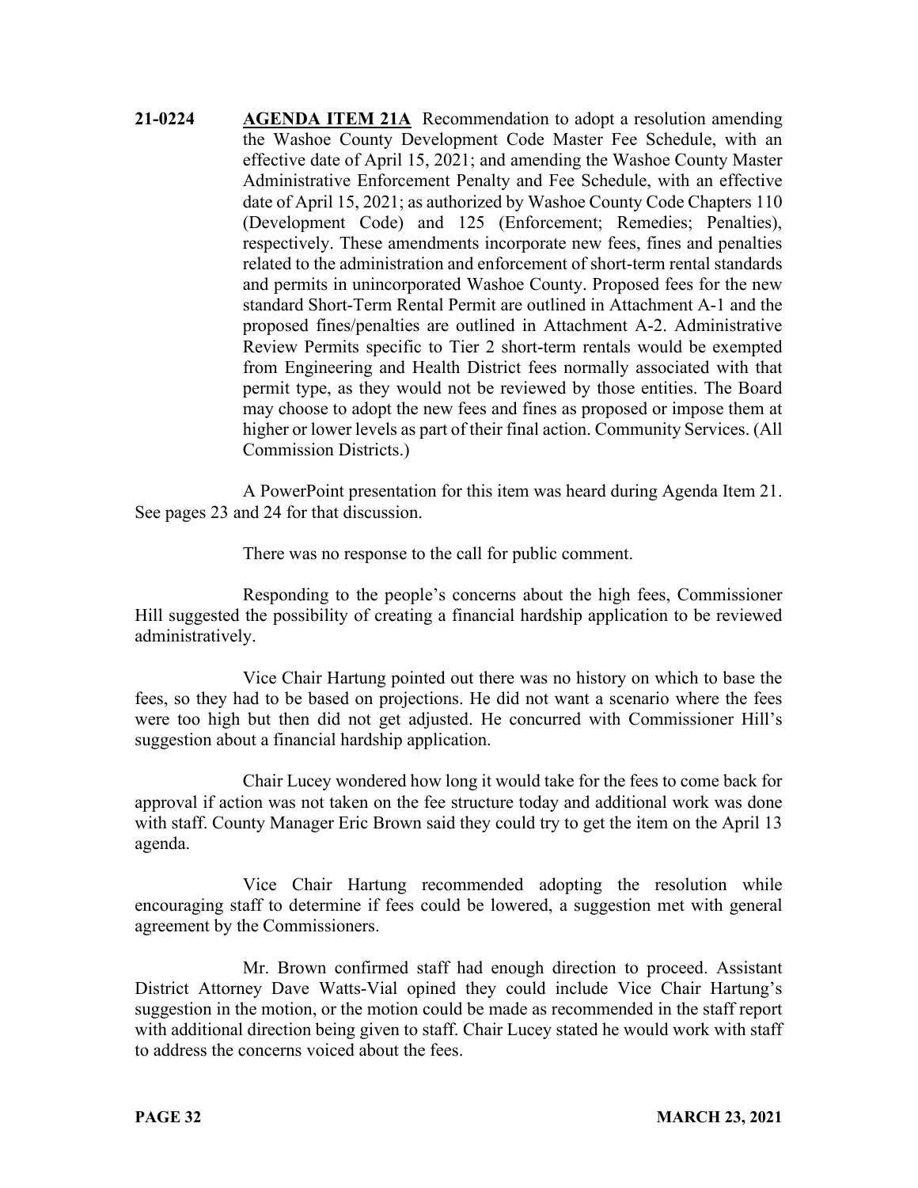**21-0224** **AGENDA ITEM 21A** Recommendation to adopt a resolution amending the Washoe County Development Code Master Fee Schedule, with an effective date of April 15, 2021; and amending the Washoe County Master Administrative Enforcement Penalty and Fee Schedule, with an effective date of April 15, 2021; as authorized by Washoe County Code Chapters 110 (Development Code) and 125 (Enforcement; Remedies; Penalties), respectively. These amendments incorporate new fees, fines and penalties related to the administration and enforcement of short-term rental standards and permits in unincorporated Washoe County. Proposed fees for the new standard Short-Term Rental Permit are outlined in Attachment A-1 and the proposed fines/penalties are outlined in Attachment A-2. Administrative Review Permits specific to Tier 2 short-term rentals would be exempted from Engineering and Health District fees normally associated with that permit type, as they would not be reviewed by those entities. The Board may choose to adopt the new fees and fines as proposed or impose them at higher or lower levels as part of their final action. Community Services. (All Commission Districts.)

A PowerPoint presentation for this item was heard during Agenda Item 21. See pages 23 and 24 for that discussion.

There was no response to the call for public comment.

Responding to the people's concerns about the high fees, Commissioner Hill suggested the possibility of creating a financial hardship application to be reviewed administratively.

Vice Chair Hartung pointed out there was no history on which to base the fees, so they had to be based on projections. He did not want a scenario where the fees were too high but then did not get adjusted. He concurred with Commissioner Hill's suggestion about a financial hardship application.

Chair Lucey wondered how long it would take for the fees to come back for approval if action was not taken on the fee structure today and additional work was done with staff. County Manager Eric Brown said they could try to get the item on the April 13 agenda.

Vice Chair Hartung recommended adopting the resolution while encouraging staff to determine if fees could be lowered, a suggestion met with general agreement by the Commissioners.

Mr. Brown confirmed staff had enough direction to proceed. Assistant District Attorney Dave Watts-Vial opined they could include Vice Chair Hartung's suggestion in the motion, or the motion could be made as recommended in the staff report with additional direction being given to staff. Chair Lucey stated he would work with staff to address the concerns voiced about the fees.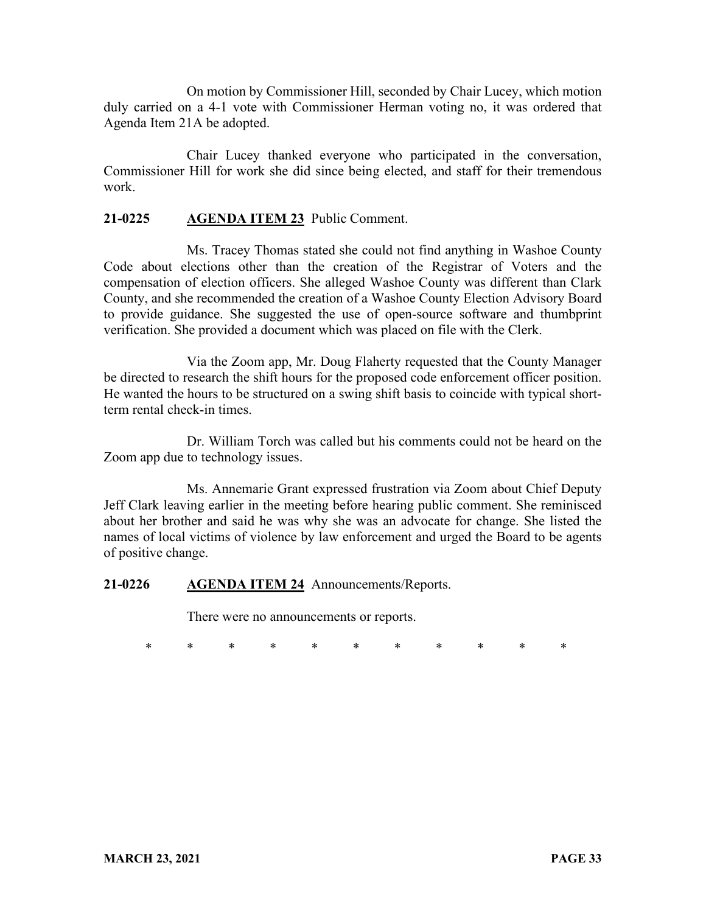On motion by Commissioner Hill, seconded by Chair Lucey, which motion duly carried on a 4-1 vote with Commissioner Herman voting no, it was ordered that Agenda Item 21A be adopted.

Chair Lucey thanked everyone who participated in the conversation, Commissioner Hill for work she did since being elected, and staff for their tremendous work.

**21-0225 AGENDA ITEM 23** Public Comment.

Ms. Tracey Thomas stated she could not find anything in Washoe County Code about elections other than the creation of the Registrar of Voters and the compensation of election officers. She alleged Washoe County was different than Clark County, and she recommended the creation of a Washoe County Election Advisory Board to provide guidance. She suggested the use of open-source software and thumbprint verification. She provided a document which was placed on file with the Clerk.

Via the Zoom app, Mr. Doug Flaherty requested that the County Manager be directed to research the shift hours for the proposed code enforcement officer position. He wanted the hours to be structured on a swing shift basis to coincide with typical short-term rental check-in times.

Dr. William Torch was called but his comments could not be heard on the Zoom app due to technology issues.

Ms. Annemarie Grant expressed frustration via Zoom about Chief Deputy Jeff Clark leaving earlier in the meeting before hearing public comment. She reminisced about her brother and said he was why she was an advocate for change. She listed the names of local victims of violence by law enforcement and urged the Board to be agents of positive change.

**21-0226 AGENDA ITEM 24** Announcements/Reports.

There were no announcements or reports.

\* \* \* \* \* \* \* \* \* \* \*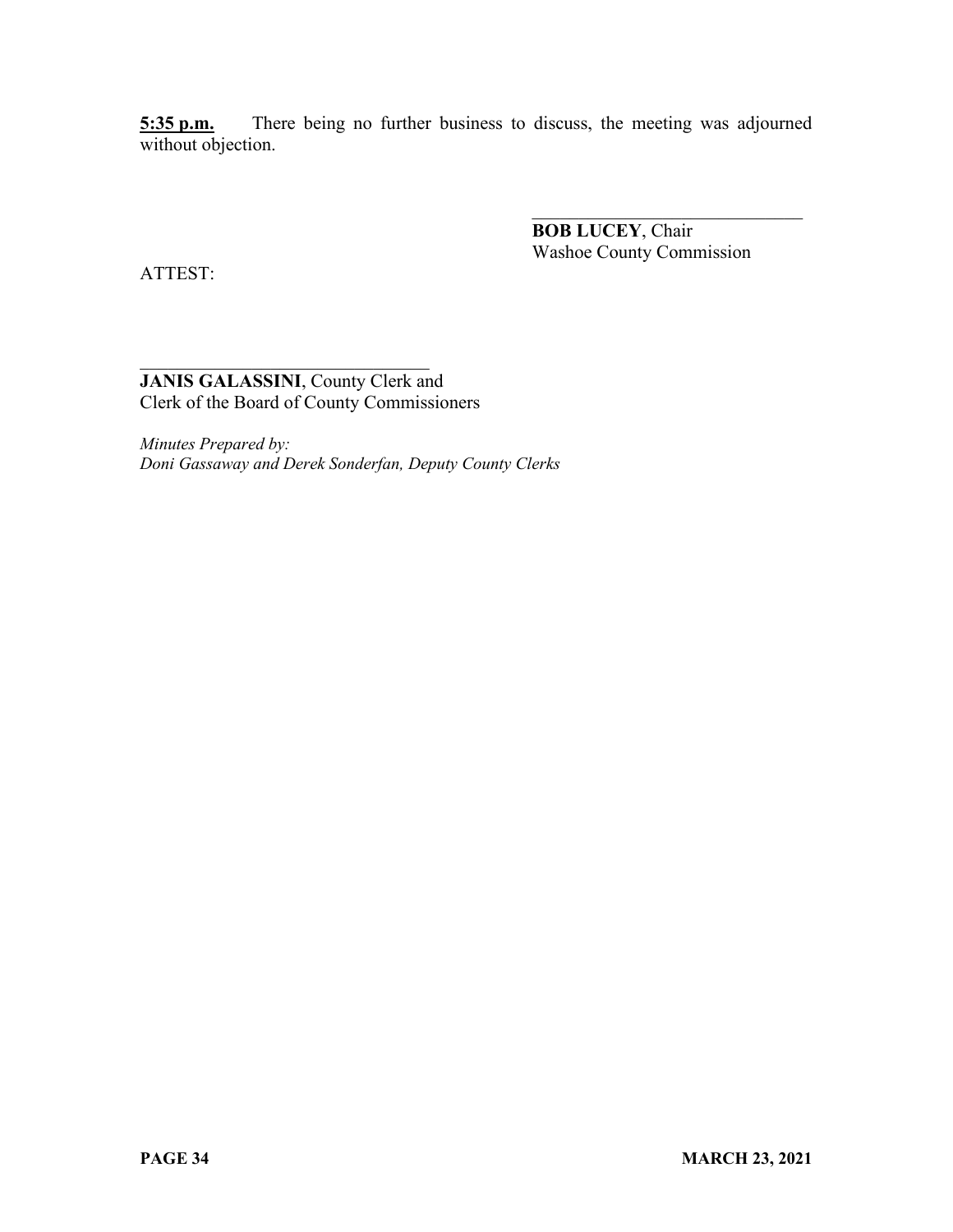**5:35 p.m.** There being no further business to discuss, the meeting was adjourned without objection.

\_\_\_\_\_\_\_\_\_\_\_\_\_\_\_\_\_\_\_\_\_\_\_\_\_\_\_\_\_\_

**BOB LUCEY**, Chair
Washoe County Commission

ATTEST:

\_\_\_\_\_\_\_\_\_\_\_\_\_\_\_\_\_\_\_\_\_\_\_\_\_\_\_\_\_\_

**JANIS GALASSINI**, County Clerk and
Clerk of the Board of County Commissioners

*Minutes Prepared by:*
*Doni Gassaway and Derek Sonderfan, Deputy County Clerks*